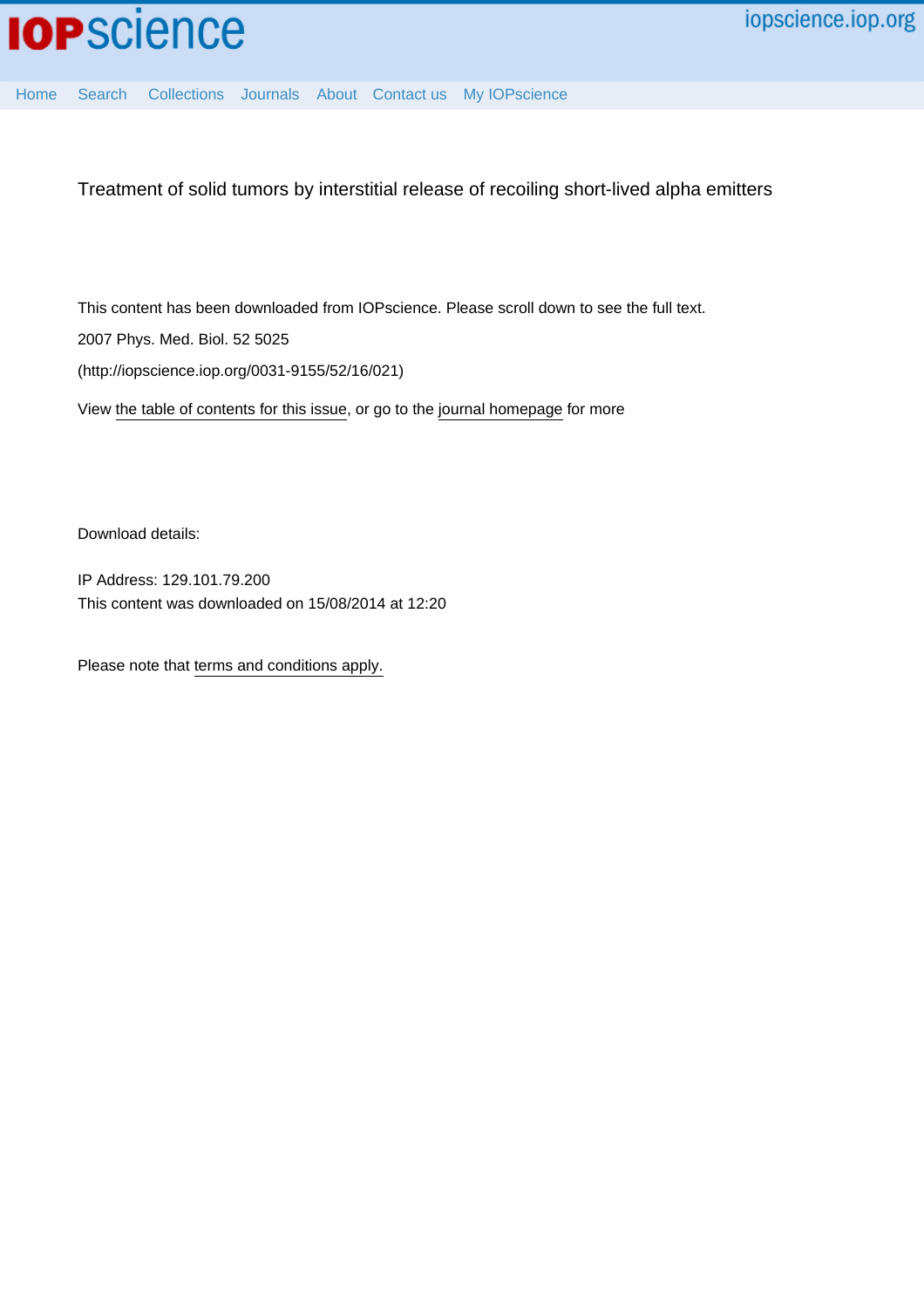iopscience.iop.org

Home Search Collections Journals About Contact us My IOPscience

Treatment of solid tumors by interstitial release of recoiling short-lived alpha emitters

This content has been downloaded from IOPscience. Please scroll down to see the full text.

2007 Phys. Med. Biol. 52 5025

(http://iopscience.iop.org/0031-9155/52/16/021)

View the table of contents for this issue, or go to the journal homepage for more

Download details:

IP Address: 129.101.79.200

This content was downloaded on 15/08/2014 at 12:20

Please note that terms and conditions apply.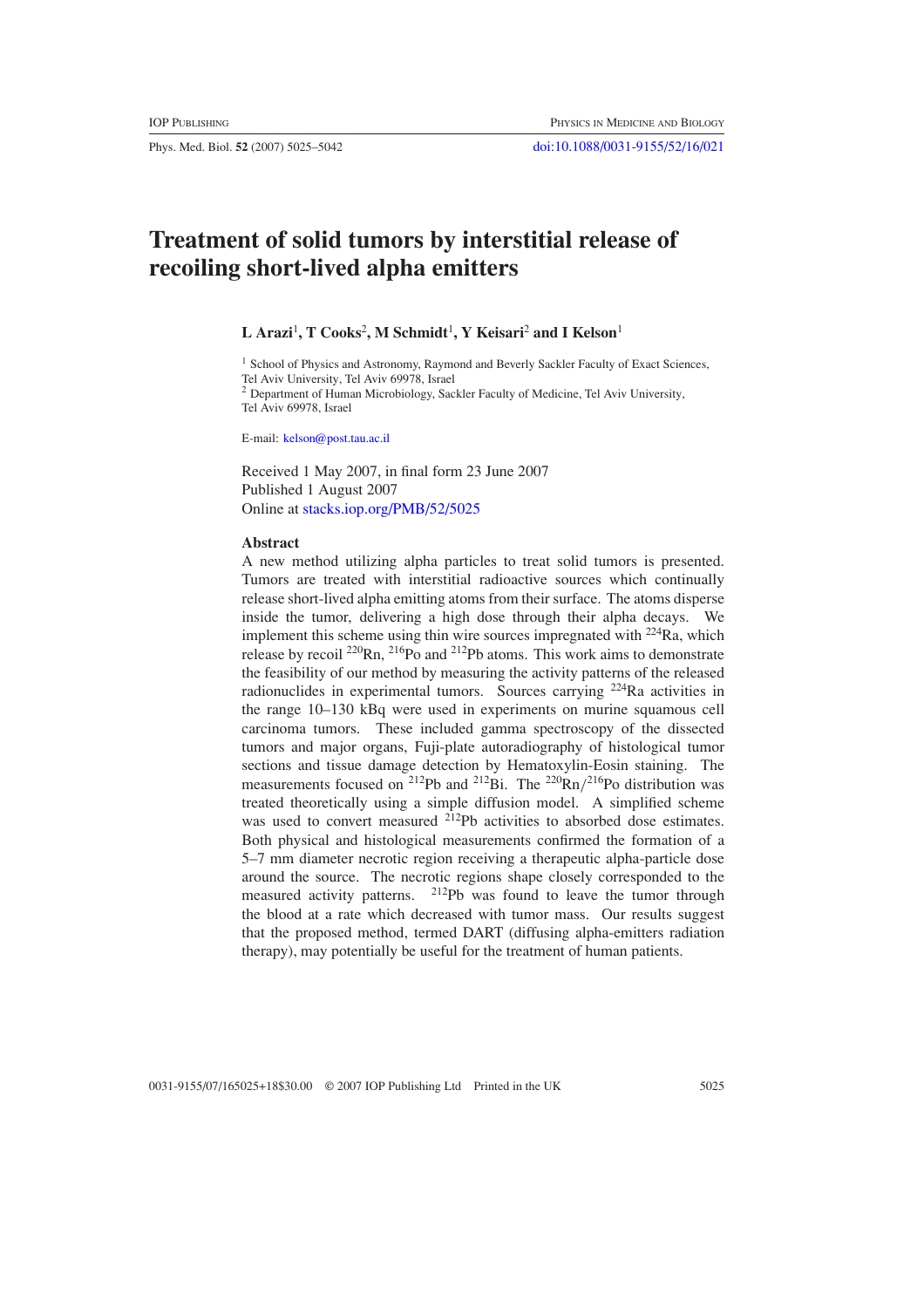# Treatment of solid tumors by interstitial release of recoiling short-lived alpha emitters

**L Arazi**[1], **T Cooks**[2], **M Schmidt**[1], **Y Keisari**[2] **and I Kelson**[1]

[1] School of Physics and Astronomy, Raymond and Beverly Sackler Faculty of Exact Sciences, Tel Aviv University, Tel Aviv 69978, Israel

[2] Department of Human Microbiology, Sackler Faculty of Medicine, Tel Aviv University, Tel Aviv 69978, Israel

E-mail: kelson@post.tau.ac.il

Received 1 May 2007, in final form 23 June 2007
Published 1 August 2007
Online at stacks.iop.org/PMB/52/5025

## Abstract

A new method utilizing alpha particles to treat solid tumors is presented. Tumors are treated with interstitial radioactive sources which continually release short-lived alpha emitting atoms from their surface. The atoms disperse inside the tumor, delivering a high dose through their alpha decays. We implement this scheme using thin wire sources impregnated with $^{224}$Ra, which release by recoil $^{220}$Rn, $^{216}$Po and $^{212}$Pb atoms. This work aims to demonstrate the feasibility of our method by measuring the activity patterns of the released radionuclides in experimental tumors. Sources carrying $^{224}$Ra activities in the range 10–130 kBq were used in experiments on murine squamous cell carcinoma tumors. These included gamma spectroscopy of the dissected tumors and major organs, Fuji-plate autoradiography of histological tumor sections and tissue damage detection by Hematoxylin-Eosin staining. The measurements focused on $^{212}$Pb and $^{212}$Bi. The $^{220}$Rn/$^{216}$Po distribution was treated theoretically using a simple diffusion model. A simplified scheme was used to convert measured $^{212}$Pb activities to absorbed dose estimates. Both physical and histological measurements confirmed the formation of a 5–7 mm diameter necrotic region receiving a therapeutic alpha-particle dose around the source. The necrotic regions shape closely corresponded to the measured activity patterns. $^{212}$Pb was found to leave the tumor through the blood at a rate which decreased with tumor mass. Our results suggest that the proposed method, termed DART (diffusing alpha-emitters radiation therapy), may potentially be useful for the treatment of human patients.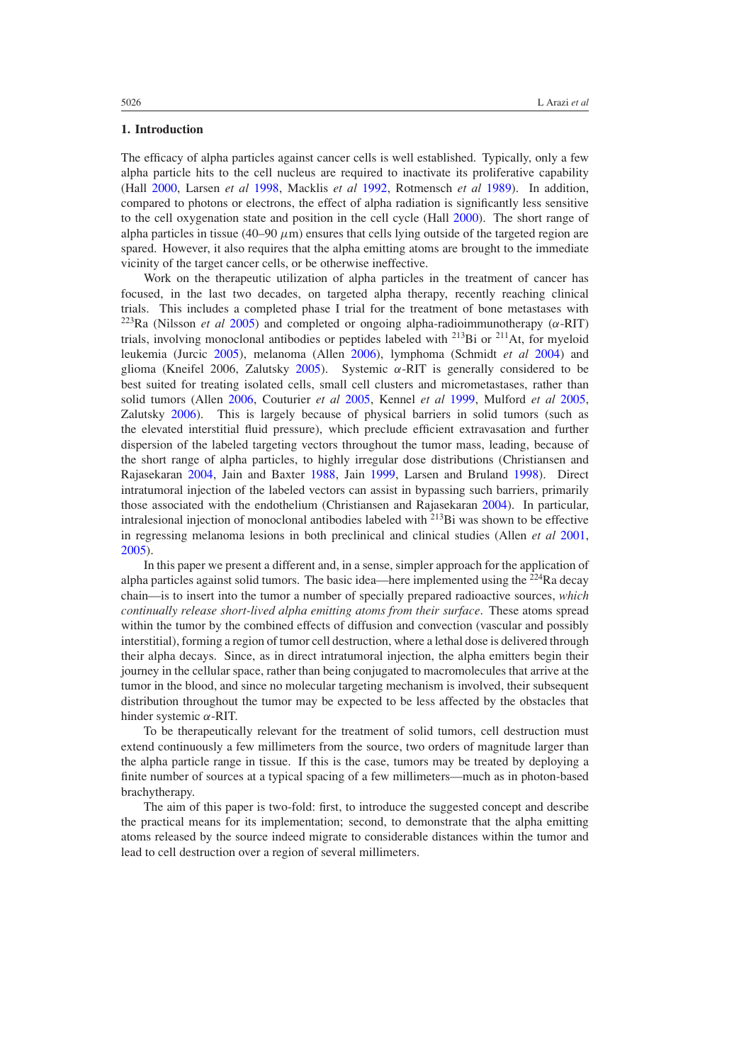## 1. Introduction

The efficacy of alpha particles against cancer cells is well established. Typically, only a few alpha particle hits to the cell nucleus are required to inactivate its proliferative capability (Hall 2000, Larsen *et al* 1998, Macklis *et al* 1992, Rotmensch *et al* 1989). In addition, compared to photons or electrons, the effect of alpha radiation is significantly less sensitive to the cell oxygenation state and position in the cell cycle (Hall 2000). The short range of alpha particles in tissue (40–90 $\mu$m) ensures that cells lying outside of the targeted region are spared. However, it also requires that the alpha emitting atoms are brought to the immediate vicinity of the target cancer cells, or be otherwise ineffective.

Work on the therapeutic utilization of alpha particles in the treatment of cancer has focused, in the last two decades, on targeted alpha therapy, recently reaching clinical trials. This includes a completed phase I trial for the treatment of bone metastases with $^{223}$Ra (Nilsson *et al* 2005) and completed or ongoing alpha-radioimmunotherapy ($\alpha$-RIT) trials, involving monoclonal antibodies or peptides labeled with $^{213}$Bi or $^{211}$At, for myeloid leukemia (Jurcic 2005), melanoma (Allen 2006), lymphoma (Schmidt *et al* 2004) and glioma (Kneifel 2006, Zalutsky 2005). Systemic $\alpha$-RIT is generally considered to be best suited for treating isolated cells, small cell clusters and micrometastases, rather than solid tumors (Allen 2006, Couturier *et al* 2005, Kennel *et al* 1999, Mulford *et al* 2005, Zalutsky 2006). This is largely because of physical barriers in solid tumors (such as the elevated interstitial fluid pressure), which preclude efficient extravasation and further dispersion of the labeled targeting vectors throughout the tumor mass, leading, because of the short range of alpha particles, to highly irregular dose distributions (Christiansen and Rajasekaran 2004, Jain and Baxter 1988, Jain 1999, Larsen and Bruland 1998). Direct intratumoral injection of the labeled vectors can assist in bypassing such barriers, primarily those associated with the endothelium (Christiansen and Rajasekaran 2004). In particular, intralesional injection of monoclonal antibodies labeled with $^{213}$Bi was shown to be effective in regressing melanoma lesions in both preclinical and clinical studies (Allen *et al* 2001, 2005).

In this paper we present a different and, in a sense, simpler approach for the application of alpha particles against solid tumors. The basic idea—here implemented using the $^{224}$Ra decay chain—is to insert into the tumor a number of specially prepared radioactive sources, *which continually release short-lived alpha emitting atoms from their surface*. These atoms spread within the tumor by the combined effects of diffusion and convection (vascular and possibly interstitial), forming a region of tumor cell destruction, where a lethal dose is delivered through their alpha decays. Since, as in direct intratumoral injection, the alpha emitters begin their journey in the cellular space, rather than being conjugated to macromolecules that arrive at the tumor in the blood, and since no molecular targeting mechanism is involved, their subsequent distribution throughout the tumor may be expected to be less affected by the obstacles that hinder systemic $\alpha$-RIT.

To be therapeutically relevant for the treatment of solid tumors, cell destruction must extend continuously a few millimeters from the source, two orders of magnitude larger than the alpha particle range in tissue. If this is the case, tumors may be treated by deploying a finite number of sources at a typical spacing of a few millimeters—much as in photon-based brachytherapy.

The aim of this paper is two-fold: first, to introduce the suggested concept and describe the practical means for its implementation; second, to demonstrate that the alpha emitting atoms released by the source indeed migrate to considerable distances within the tumor and lead to cell destruction over a region of several millimeters.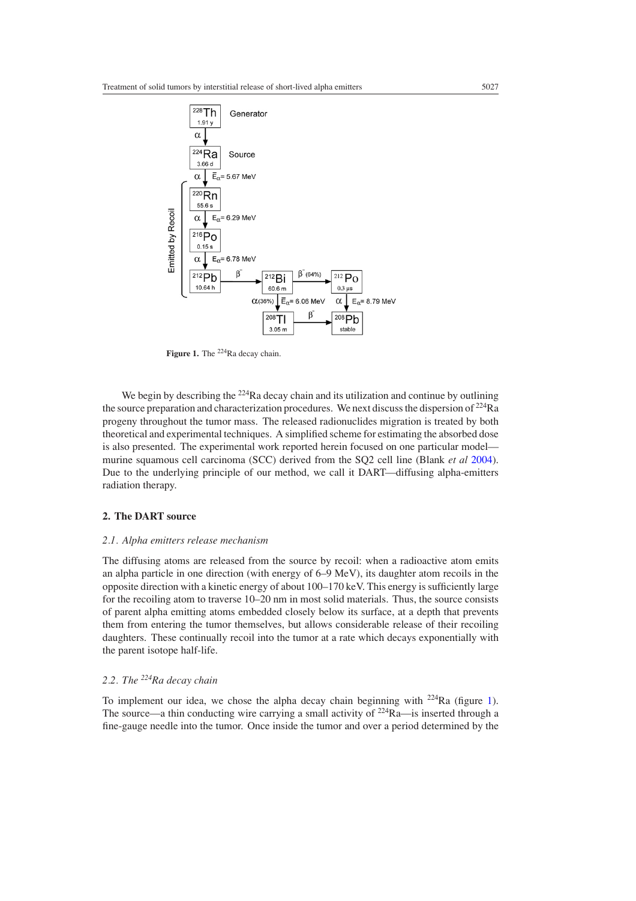**Figure 1.** The $^{224}$Ra decay chain.

We begin by describing the $^{224}$Ra decay chain and its utilization and continue by outlining the source preparation and characterization procedures. We next discuss the dispersion of $^{224}$Ra progeny throughout the tumor mass. The released radionuclides migration is treated by both theoretical and experimental techniques. A simplified scheme for estimating the absorbed dose is also presented. The experimental work reported herein focused on one particular model—murine squamous cell carcinoma (SCC) derived from the SQ2 cell line (Blank *et al* 2004). Due to the underlying principle of our method, we call it DART—diffusing alpha-emitters radiation therapy.

## 2. The DART source

### 2.1. Alpha emitters release mechanism

The diffusing atoms are released from the source by recoil: when a radioactive atom emits an alpha particle in one direction (with energy of 6–9 MeV), its daughter atom recoils in the opposite direction with a kinetic energy of about 100–170 keV. This energy is sufficiently large for the recoiling atom to traverse 10–20 nm in most solid materials. Thus, the source consists of parent alpha emitting atoms embedded closely below its surface, at a depth that prevents them from entering the tumor themselves, but allows considerable release of their recoiling daughters. These continually recoil into the tumor at a rate which decays exponentially with the parent isotope half-life.

### 2.2. The $^{224}$Ra decay chain

To implement our idea, we chose the alpha decay chain beginning with $^{224}$Ra (figure 1). The source—a thin conducting wire carrying a small activity of $^{224}$Ra—is inserted through a fine-gauge needle into the tumor. Once inside the tumor and over a period determined by the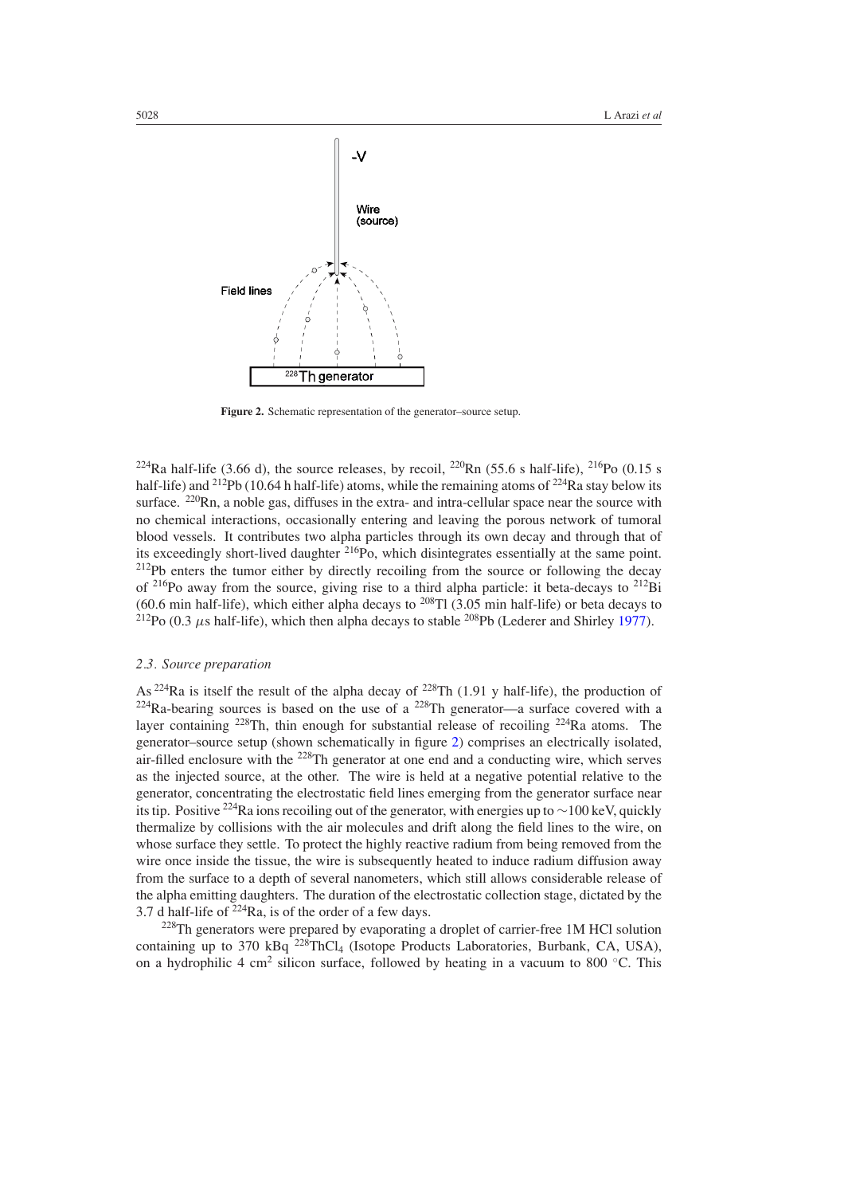**Figure 2.** Schematic representation of the generator–source setup.

$^{224}$Ra half-life (3.66 d), the source releases, by recoil, $^{220}$Rn (55.6 s half-life), $^{216}$Po (0.15 s half-life) and $^{212}$Pb (10.64 h half-life) atoms, while the remaining atoms of $^{224}$Ra stay below its surface. $^{220}$Rn, a noble gas, diffuses in the extra- and intra-cellular space near the source with no chemical interactions, occasionally entering and leaving the porous network of tumoral blood vessels. It contributes two alpha particles through its own decay and through that of its exceedingly short-lived daughter $^{216}$Po, which disintegrates essentially at the same point. $^{212}$Pb enters the tumor either by directly recoiling from the source or following the decay of $^{216}$Po away from the source, giving rise to a third alpha particle: it beta-decays to $^{212}$Bi (60.6 min half-life), which either alpha decays to $^{208}$Tl (3.05 min half-life) or beta decays to $^{212}$Po (0.3 $\mu$s half-life), which then alpha decays to stable $^{208}$Pb (Lederer and Shirley 1977).

### *2.3. Source preparation*

As $^{224}$Ra is itself the result of the alpha decay of $^{228}$Th (1.91 y half-life), the production of $^{224}$Ra-bearing sources is based on the use of a $^{228}$Th generator—a surface covered with a layer containing $^{228}$Th, thin enough for substantial release of recoiling $^{224}$Ra atoms. The generator–source setup (shown schematically in figure 2) comprises an electrically isolated, air-filled enclosure with the $^{228}$Th generator at one end and a conducting wire, which serves as the injected source, at the other. The wire is held at a negative potential relative to the generator, concentrating the electrostatic field lines emerging from the generator surface near its tip. Positive $^{224}$Ra ions recoiling out of the generator, with energies up to $\sim$100 keV, quickly thermalize by collisions with the air molecules and drift along the field lines to the wire, on whose surface they settle. To protect the highly reactive radium from being removed from the wire once inside the tissue, the wire is subsequently heated to induce radium diffusion away from the surface to a depth of several nanometers, which still allows considerable release of the alpha emitting daughters. The duration of the electrostatic collection stage, dictated by the 3.7 d half-life of $^{224}$Ra, is of the order of a few days.

$^{228}$Th generators were prepared by evaporating a droplet of carrier-free 1M HCl solution containing up to 370 kBq $^{228}ThCl_4$ (Isotope Products Laboratories, Burbank, CA, USA), on a hydrophilic 4 cm$^2$ silicon surface, followed by heating in a vacuum to 800 °C. This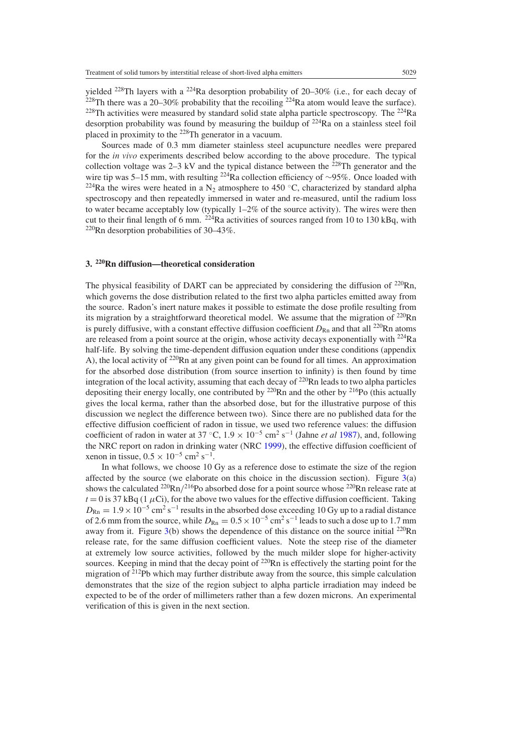yielded $^{228}Th$ layers with a $^{224}Ra$ desorption probability of 20–30% (i.e., for each decay of $^{228}Th$ there was a 20–30% probability that the recoiling $^{224}Ra$ atom would leave the surface). $^{228}Th$ activities were measured by standard solid state alpha particle spectroscopy. The $^{224}Ra$ desorption probability was found by measuring the buildup of $^{224}Ra$ on a stainless steel foil placed in proximity to the $^{228}Th$ generator in a vacuum.

Sources made of 0.3 mm diameter stainless steel acupuncture needles were prepared for the *in vivo* experiments described below according to the above procedure. The typical collection voltage was 2–3 kV and the typical distance between the $^{228}Th$ generator and the wire tip was 5–15 mm, with resulting $^{224}Ra$ collection efficiency of ∼95%. Once loaded with $^{224}Ra$ the wires were heated in a $N_2$ atmosphere to 450 °C, characterized by standard alpha spectroscopy and then repeatedly immersed in water and re-measured, until the radium loss to water became acceptably low (typically 1–2% of the source activity). The wires were then cut to their final length of 6 mm. $^{224}Ra$ activities of sources ranged from 10 to 130 kBq, with $^{220}Rn$ desorption probabilities of 30–43%.

## 3. $^{220}$Rn diffusion—theoretical consideration

The physical feasibility of DART can be appreciated by considering the diffusion of $^{220}Rn$, which governs the dose distribution related to the first two alpha particles emitted away from the source. Radon's inert nature makes it possible to estimate the dose profile resulting from its migration by a straightforward theoretical model. We assume that the migration of $^{220}Rn$ is purely diffusive, with a constant effective diffusion coefficient $D_{Rn}$ and that all $^{220}Rn$ atoms are released from a point source at the origin, whose activity decays exponentially with $^{224}Ra$ half-life. By solving the time-dependent diffusion equation under these conditions (appendix A), the local activity of $^{220}Rn$ at any given point can be found for all times. An approximation for the absorbed dose distribution (from source insertion to infinity) is then found by time integration of the local activity, assuming that each decay of $^{220}Rn$ leads to two alpha particles depositing their energy locally, one contributed by $^{220}Rn$ and the other by $^{216}Po$ (this actually gives the local kerma, rather than the absorbed dose, but for the illustrative purpose of this discussion we neglect the difference between two). Since there are no published data for the effective diffusion coefficient of radon in tissue, we used two reference values: the diffusion coefficient of radon in water at 37 °C, $1.9 \times 10^{-5}$ cm$^2$ s$^{-1}$ (Jahne *et al* 1987), and, following the NRC report on radon in drinking water (NRC 1999), the effective diffusion coefficient of xenon in tissue, $0.5 \times 10^{-5}$ cm$^2$ s$^{-1}$.

In what follows, we choose 10 Gy as a reference dose to estimate the size of the region affected by the source (we elaborate on this choice in the discussion section). Figure 3(a) shows the calculated $^{220}Rn/^{216}Po$ absorbed dose for a point source whose $^{220}Rn$ release rate at $t = 0$ is 37 kBq (1 $\mu$Ci), for the above two values for the effective diffusion coefficient. Taking $D_{Rn} = 1.9 \times 10^{-5}$ cm$^2$ s$^{-1}$ results in the absorbed dose exceeding 10 Gy up to a radial distance of 2.6 mm from the source, while $D_{Rn} = 0.5 \times 10^{-5}$ cm$^2$ s$^{-1}$ leads to such a dose up to 1.7 mm away from it. Figure 3(b) shows the dependence of this distance on the source initial $^{220}Rn$ release rate, for the same diffusion coefficient values. Note the steep rise of the diameter at extremely low source activities, followed by the much milder slope for higher-activity sources. Keeping in mind that the decay point of $^{220}Rn$ is effectively the starting point for the migration of $^{212}Pb$ which may further distribute away from the source, this simple calculation demonstrates that the size of the region subject to alpha particle irradiation may indeed be expected to be of the order of millimeters rather than a few dozen microns. An experimental verification of this is given in the next section.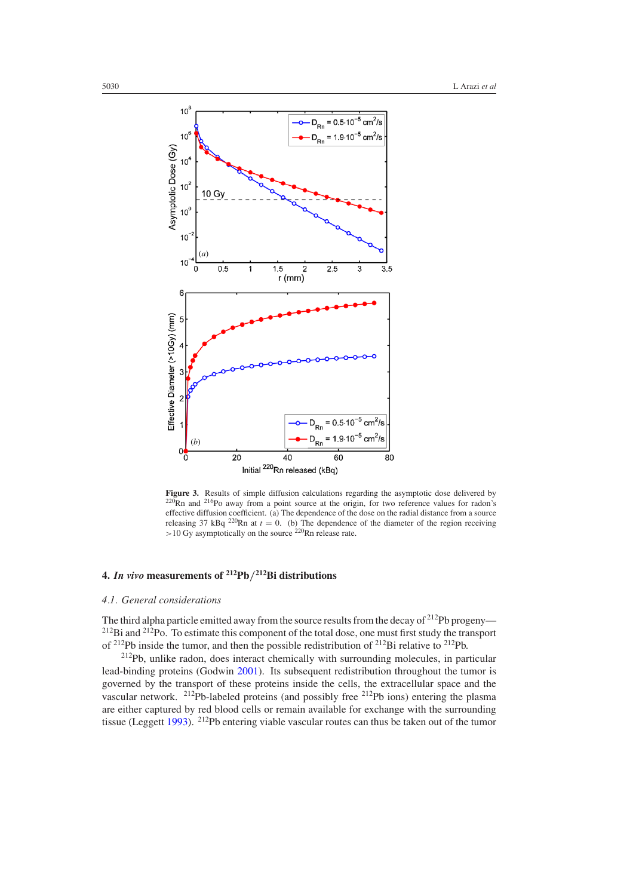**Figure 3.** Results of simple diffusion calculations regarding the asymptotic dose delivered by $^{220}$Rn and $^{216}$Po away from a point source at the origin, for two reference values for radon's effective diffusion coefficient. (a) The dependence of the dose on the radial distance from a source releasing 37 kBq $^{220}$Rn at $t = 0$. (b) The dependence of the diameter of the region receiving >10 Gy asymptotically on the source $^{220}$Rn release rate.

## 4. *In vivo* measurements of $^{212}$Pb/$^{212}$Bi distributions

### 4.1. General considerations

The third alpha particle emitted away from the source results from the decay of $^{212}$Pb progeny—$^{212}$Bi and $^{212}$Po. To estimate this component of the total dose, one must first study the transport of $^{212}$Pb inside the tumor, and then the possible redistribution of $^{212}$Bi relative to $^{212}$Pb.

$^{212}$Pb, unlike radon, does interact chemically with surrounding molecules, in particular lead-binding proteins (Godwin 2001). Its subsequent redistribution throughout the tumor is governed by the transport of these proteins inside the cells, the extracellular space and the vascular network. $^{212}$Pb-labeled proteins (and possibly free $^{212}$Pb ions) entering the plasma are either captured by red blood cells or remain available for exchange with the surrounding tissue (Leggett 1993). $^{212}$Pb entering viable vascular routes can thus be taken out of the tumor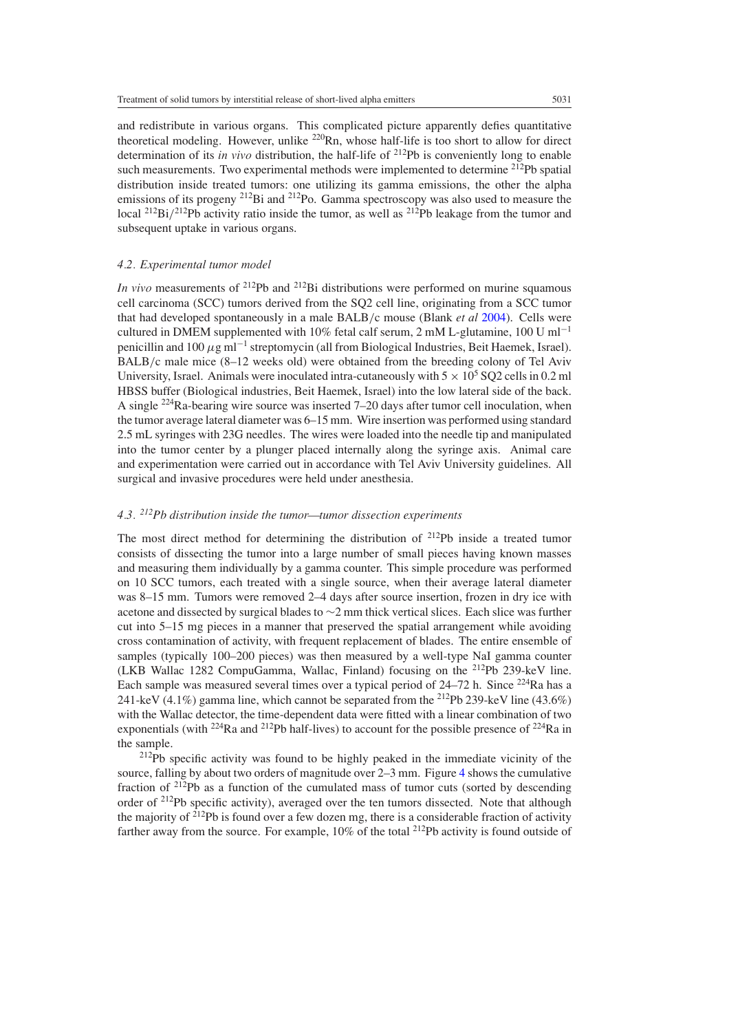and redistribute in various organs. This complicated picture apparently defies quantitative theoretical modeling. However, unlike $^{220}Rn$, whose half-life is too short to allow for direct determination of its *in vivo* distribution, the half-life of $^{212}Pb$ is conveniently long to enable such measurements. Two experimental methods were implemented to determine $^{212}Pb$ spatial distribution inside treated tumors: one utilizing its gamma emissions, the other the alpha emissions of its progeny $^{212}Bi$ and $^{212}Po$. Gamma spectroscopy was also used to measure the local $^{212}Bi/^{212}Pb$ activity ratio inside the tumor, as well as $^{212}Pb$ leakage from the tumor and subsequent uptake in various organs.

### *4.2. Experimental tumor model*

*In vivo* measurements of $^{212}Pb$ and $^{212}Bi$ distributions were performed on murine squamous cell carcinoma (SCC) tumors derived from the SQ2 cell line, originating from a SCC tumor that had developed spontaneously in a male BALB/c mouse (Blank *et al* 2004). Cells were cultured in DMEM supplemented with 10% fetal calf serum, 2 mM L-glutamine, 100 U ml$^{-1}$ penicillin and 100 $\mu$g ml$^{-1}$ streptomycin (all from Biological Industries, Beit Haemek, Israel). BALB/c male mice (8–12 weeks old) were obtained from the breeding colony of Tel Aviv University, Israel. Animals were inoculated intra-cutaneously with $5 \times 10^5$ SQ2 cells in 0.2 ml HBSS buffer (Biological industries, Beit Haemek, Israel) into the low lateral side of the back. A single $^{224}Ra$-bearing wire source was inserted 7–20 days after tumor cell inoculation, when the tumor average lateral diameter was 6–15 mm. Wire insertion was performed using standard 2.5 mL syringes with 23G needles. The wires were loaded into the needle tip and manipulated into the tumor center by a plunger placed internally along the syringe axis. Animal care and experimentation were carried out in accordance with Tel Aviv University guidelines. All surgical and invasive procedures were held under anesthesia.

### *4.3. $^{212}Pb$ distribution inside the tumor—tumor dissection experiments*

The most direct method for determining the distribution of $^{212}Pb$ inside a treated tumor consists of dissecting the tumor into a large number of small pieces having known masses and measuring them individually by a gamma counter. This simple procedure was performed on 10 SCC tumors, each treated with a single source, when their average lateral diameter was 8–15 mm. Tumors were removed 2–4 days after source insertion, frozen in dry ice with acetone and dissected by surgical blades to ∼2 mm thick vertical slices. Each slice was further cut into 5–15 mg pieces in a manner that preserved the spatial arrangement while avoiding cross contamination of activity, with frequent replacement of blades. The entire ensemble of samples (typically 100–200 pieces) was then measured by a well-type NaI gamma counter (LKB Wallac 1282 CompuGamma, Wallac, Finland) focusing on the $^{212}Pb$ 239-keV line. Each sample was measured several times over a typical period of 24–72 h. Since $^{224}Ra$ has a 241-keV (4.1%) gamma line, which cannot be separated from the $^{212}Pb$ 239-keV line (43.6%) with the Wallac detector, the time-dependent data were fitted with a linear combination of two exponentials (with $^{224}Ra$ and $^{212}Pb$ half-lives) to account for the possible presence of $^{224}Ra$ in the sample.

$^{212}Pb$ specific activity was found to be highly peaked in the immediate vicinity of the source, falling by about two orders of magnitude over 2–3 mm. Figure 4 shows the cumulative fraction of $^{212}Pb$ as a function of the cumulated mass of tumor cuts (sorted by descending order of $^{212}Pb$ specific activity), averaged over the ten tumors dissected. Note that although the majority of $^{212}Pb$ is found over a few dozen mg, there is a considerable fraction of activity farther away from the source. For example, 10% of the total $^{212}Pb$ activity is found outside of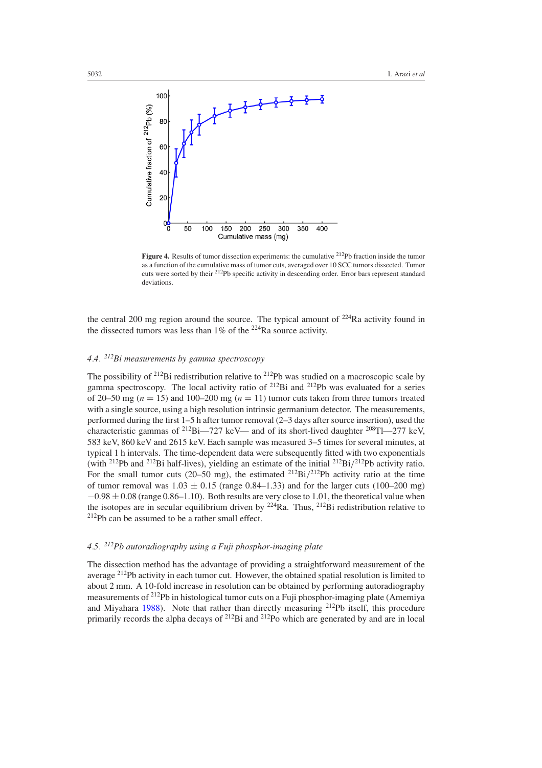**Figure 4.** Results of tumor dissection experiments: the cumulative $^{212}$Pb fraction inside the tumor as a function of the cumulative mass of tumor cuts, averaged over 10 SCC tumors dissected. Tumor cuts were sorted by their $^{212}$Pb specific activity in descending order. Error bars represent standard deviations.

the central 200 mg region around the source. The typical amount of $^{224}$Ra activity found in the dissected tumors was less than 1% of the $^{224}$Ra source activity.

### 4.4. $^{212}$Bi measurements by gamma spectroscopy

The possibility of $^{212}$Bi redistribution relative to $^{212}$Pb was studied on a macroscopic scale by gamma spectroscopy. The local activity ratio of $^{212}$Bi and $^{212}$Pb was evaluated for a series of 20–50 mg ($n = 15$) and 100–200 mg ($n = 11$) tumor cuts taken from three tumors treated with a single source, using a high resolution intrinsic germanium detector. The measurements, performed during the first 1–5 h after tumor removal (2–3 days after source insertion), used the characteristic gammas of $^{212}$Bi—727 keV— and of its short-lived daughter $^{208}$Tl—277 keV, 583 keV, 860 keV and 2615 keV. Each sample was measured 3–5 times for several minutes, at typical 1 h intervals. The time-dependent data were subsequently fitted with two exponentials (with $^{212}$Pb and $^{212}$Bi half-lives), yielding an estimate of the initial $^{212}$Bi/$^{212}$Pb activity ratio. For the small tumor cuts (20–50 mg), the estimated $^{212}$Bi/$^{212}$Pb activity ratio at the time of tumor removal was $1.03 \pm 0.15$ (range 0.84–1.33) and for the larger cuts (100–200 mg) $-0.98 \pm 0.08$ (range 0.86–1.10). Both results are very close to 1.01, the theoretical value when the isotopes are in secular equilibrium driven by $^{224}$Ra. Thus, $^{212}$Bi redistribution relative to $^{212}$Pb can be assumed to be a rather small effect.

### 4.5. $^{212}$Pb autoradiography using a Fuji phosphor-imaging plate

The dissection method has the advantage of providing a straightforward measurement of the average $^{212}$Pb activity in each tumor cut. However, the obtained spatial resolution is limited to about 2 mm. A 10-fold increase in resolution can be obtained by performing autoradiography measurements of $^{212}$Pb in histological tumor cuts on a Fuji phosphor-imaging plate (Amemiya and Miyahara 1988). Note that rather than directly measuring $^{212}$Pb itself, this procedure primarily records the alpha decays of $^{212}$Bi and $^{212}$Po which are generated by and are in local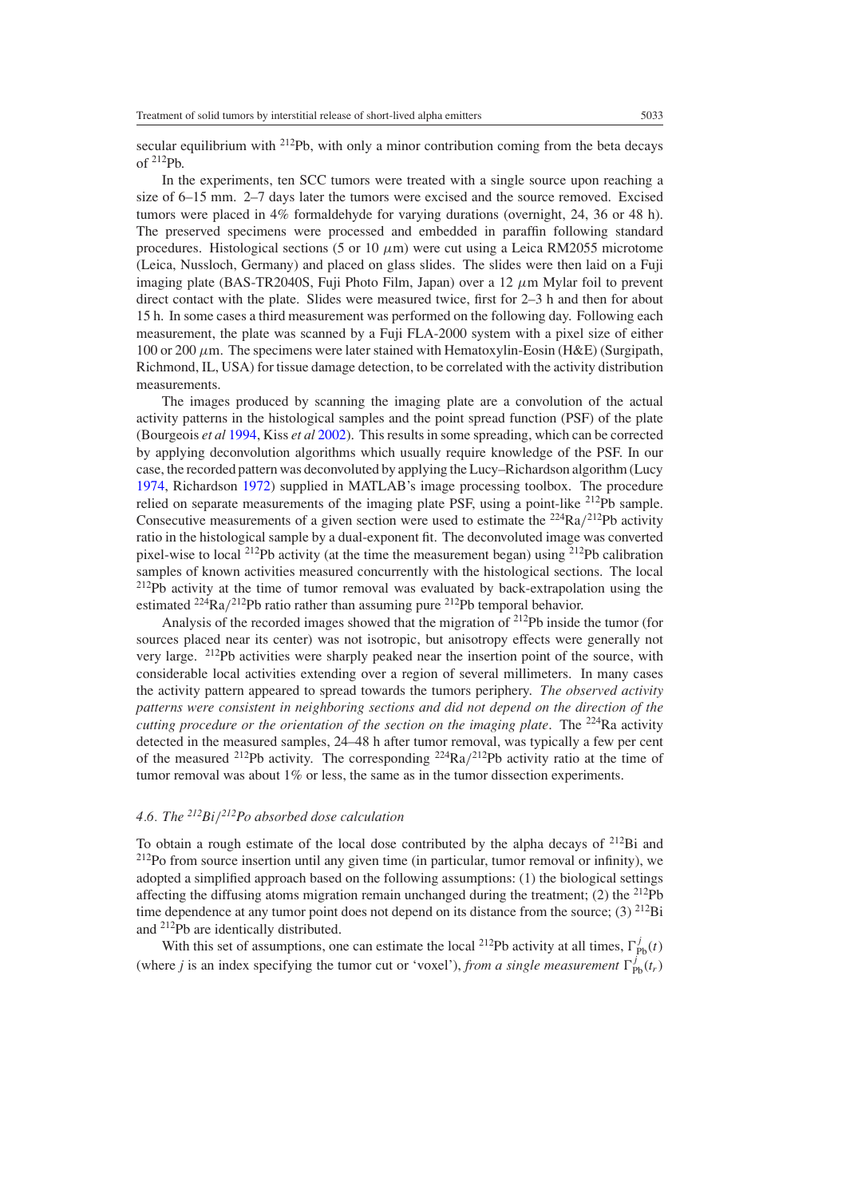secular equilibrium with $^{212}$Pb, with only a minor contribution coming from the beta decays of $^{212}$Pb.

In the experiments, ten SCC tumors were treated with a single source upon reaching a size of 6–15 mm. 2–7 days later the tumors were excised and the source removed. Excised tumors were placed in 4% formaldehyde for varying durations (overnight, 24, 36 or 48 h). The preserved specimens were processed and embedded in paraffin following standard procedures. Histological sections (5 or 10 $\mu$m) were cut using a Leica RM2055 microtome (Leica, Nussloch, Germany) and placed on glass slides. The slides were then laid on a Fuji imaging plate (BAS-TR2040S, Fuji Photo Film, Japan) over a 12 $\mu$m Mylar foil to prevent direct contact with the plate. Slides were measured twice, first for 2–3 h and then for about 15 h. In some cases a third measurement was performed on the following day. Following each measurement, the plate was scanned by a Fuji FLA-2000 system with a pixel size of either 100 or 200 $\mu$m. The specimens were later stained with Hematoxylin-Eosin (H&E) (Surgipath, Richmond, IL, USA) for tissue damage detection, to be correlated with the activity distribution measurements.

The images produced by scanning the imaging plate are a convolution of the actual activity patterns in the histological samples and the point spread function (PSF) of the plate (Bourgeois *et al* 1994, Kiss *et al* 2002). This results in some spreading, which can be corrected by applying deconvolution algorithms which usually require knowledge of the PSF. In our case, the recorded pattern was deconvoluted by applying the Lucy–Richardson algorithm (Lucy 1974, Richardson 1972) supplied in MATLAB's image processing toolbox. The procedure relied on separate measurements of the imaging plate PSF, using a point-like $^{212}$Pb sample. Consecutive measurements of a given section were used to estimate the $^{224}$Ra/$^{212}$Pb activity ratio in the histological sample by a dual-exponent fit. The deconvoluted image was converted pixel-wise to local $^{212}$Pb activity (at the time the measurement began) using $^{212}$Pb calibration samples of known activities measured concurrently with the histological sections. The local $^{212}$Pb activity at the time of tumor removal was evaluated by back-extrapolation using the estimated $^{224}$Ra/$^{212}$Pb ratio rather than assuming pure $^{212}$Pb temporal behavior.

Analysis of the recorded images showed that the migration of $^{212}$Pb inside the tumor (for sources placed near its center) was not isotropic, but anisotropy effects were generally not very large. $^{212}$Pb activities were sharply peaked near the insertion point of the source, with considerable local activities extending over a region of several millimeters. In many cases the activity pattern appeared to spread towards the tumors periphery. *The observed activity patterns were consistent in neighboring sections and did not depend on the direction of the cutting procedure or the orientation of the section on the imaging plate*. The $^{224}$Ra activity detected in the measured samples, 24–48 h after tumor removal, was typically a few per cent of the measured $^{212}$Pb activity. The corresponding $^{224}$Ra/$^{212}$Pb activity ratio at the time of tumor removal was about 1% or less, the same as in the tumor dissection experiments.

### *4.6. The $^{212}$Bi/$^{212}$Po absorbed dose calculation*

To obtain a rough estimate of the local dose contributed by the alpha decays of $^{212}$Bi and $^{212}$Po from source insertion until any given time (in particular, tumor removal or infinity), we adopted a simplified approach based on the following assumptions: (1) the biological settings affecting the diffusing atoms migration remain unchanged during the treatment; (2) the $^{212}$Pb time dependence at any tumor point does not depend on its distance from the source; (3) $^{212}$Bi and $^{212}$Pb are identically distributed.

With this set of assumptions, one can estimate the local $^{212}$Pb activity at all times, $\Gamma_{\mathrm{Pb}}^{j}(t)$ (where $j$ is an index specifying the tumor cut or 'voxel'), *from a single measurement* $\Gamma_{\mathrm{Pb}}^{j}(t_r)$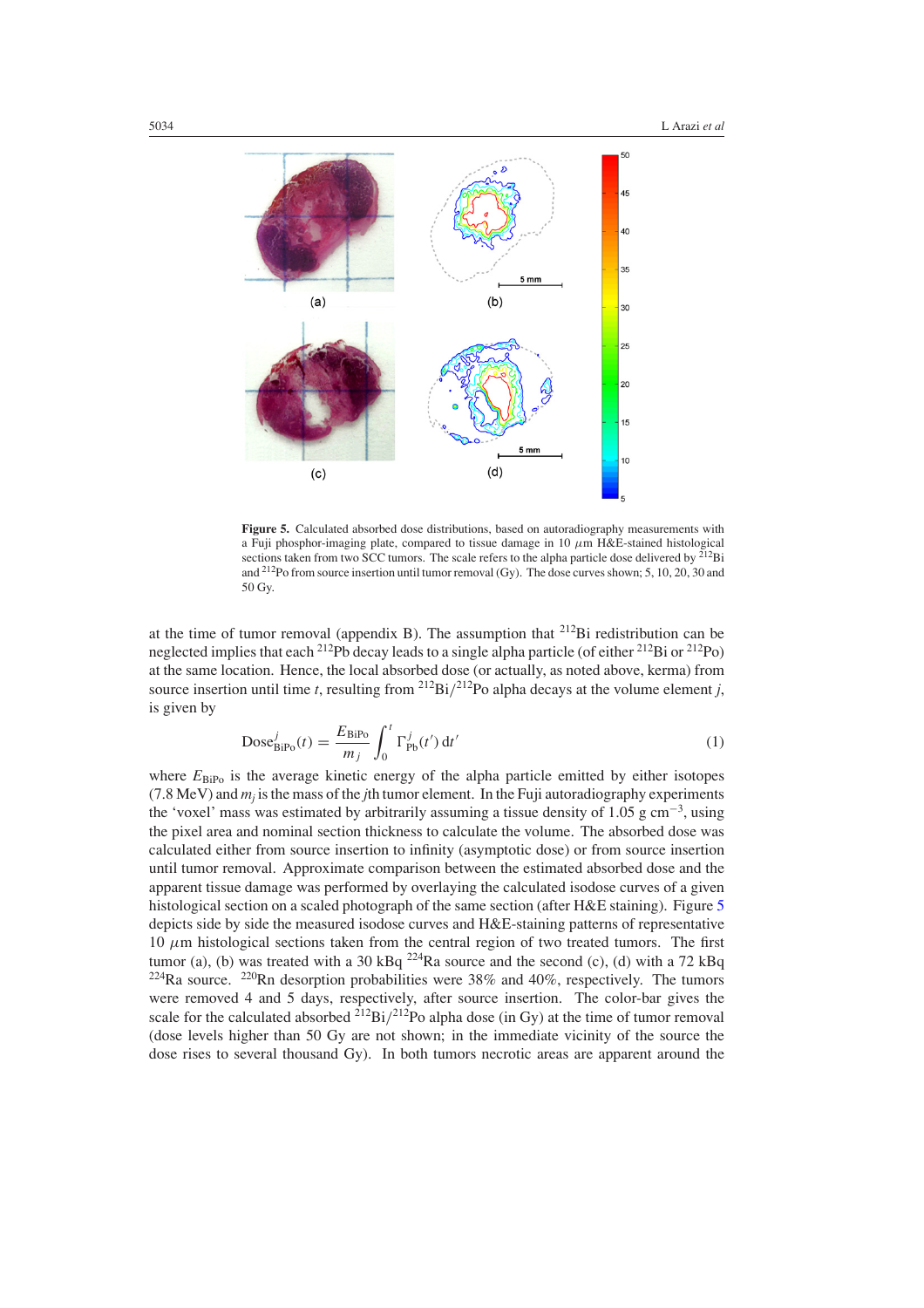**Figure 5.** Calculated absorbed dose distributions, based on autoradiography measurements with a Fuji phosphor-imaging plate, compared to tissue damage in 10 $\mu$m H&E-stained histological sections taken from two SCC tumors. The scale refers to the alpha particle dose delivered by $^{212}$Bi and $^{212}$Po from source insertion until tumor removal (Gy). The dose curves shown; 5, 10, 20, 30 and 50 Gy.

at the time of tumor removal (appendix B). The assumption that $^{212}$Bi redistribution can be neglected implies that each $^{212}$Pb decay leads to a single alpha particle (of either $^{212}$Bi or $^{212}$Po) at the same location. Hence, the local absorbed dose (or actually, as noted above, kerma) from source insertion until time $t$, resulting from $^{212}$Bi/$^{212}$Po alpha decays at the volume element $j$, is given by

$$\text{Dose}^{j}_{\text{BiPo}}(t) = \frac{E_{\text{BiPo}}}{m_j} \int_0^t \Gamma^{j}_{\text{Pb}}(t')\,\text{d}t' \tag{1}$$

where $E_{\text{BiPo}}$ is the average kinetic energy of the alpha particle emitted by either isotopes (7.8 MeV) and $m_j$ is the mass of the $j$th tumor element. In the Fuji autoradiography experiments the 'voxel' mass was estimated by arbitrarily assuming a tissue density of 1.05 g cm$^{-3}$, using the pixel area and nominal section thickness to calculate the volume. The absorbed dose was calculated either from source insertion to infinity (asymptotic dose) or from source insertion until tumor removal. Approximate comparison between the estimated absorbed dose and the apparent tissue damage was performed by overlaying the calculated isodose curves of a given histological section on a scaled photograph of the same section (after H&E staining). Figure 5 depicts side by side the measured isodose curves and H&E-staining patterns of representative 10 $\mu$m histological sections taken from the central region of two treated tumors. The first tumor (a), (b) was treated with a 30 kBq $^{224}$Ra source and the second (c), (d) with a 72 kBq $^{224}$Ra source. $^{220}$Rn desorption probabilities were 38% and 40%, respectively. The tumors were removed 4 and 5 days, respectively, after source insertion. The color-bar gives the scale for the calculated absorbed $^{212}$Bi/$^{212}$Po alpha dose (in Gy) at the time of tumor removal (dose levels higher than 50 Gy are not shown; in the immediate vicinity of the source the dose rises to several thousand Gy). In both tumors necrotic areas are apparent around the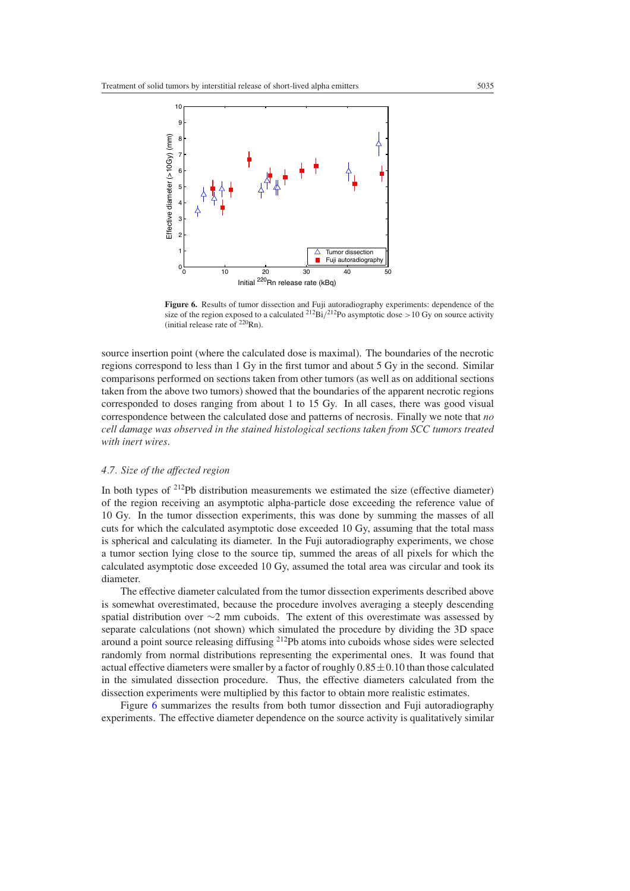**Figure 6.** Results of tumor dissection and Fuji autoradiography experiments: dependence of the size of the region exposed to a calculated $^{212}Bi/^{212}Po$ asymptotic dose >10 Gy on source activity (initial release rate of $^{220}Rn$).

source insertion point (where the calculated dose is maximal). The boundaries of the necrotic regions correspond to less than 1 Gy in the first tumor and about 5 Gy in the second. Similar comparisons performed on sections taken from other tumors (as well as on additional sections taken from the above two tumors) showed that the boundaries of the apparent necrotic regions corresponded to doses ranging from about 1 to 15 Gy. In all cases, there was good visual correspondence between the calculated dose and patterns of necrosis. Finally we note that *no cell damage was observed in the stained histological sections taken from SCC tumors treated with inert wires*.

### *4.7. Size of the affected region*

In both types of $^{212}Pb$ distribution measurements we estimated the size (effective diameter) of the region receiving an asymptotic alpha-particle dose exceeding the reference value of 10 Gy. In the tumor dissection experiments, this was done by summing the masses of all cuts for which the calculated asymptotic dose exceeded 10 Gy, assuming that the total mass is spherical and calculating its diameter. In the Fuji autoradiography experiments, we chose a tumor section lying close to the source tip, summed the areas of all pixels for which the calculated asymptotic dose exceeded 10 Gy, assumed the total area was circular and took its diameter.

The effective diameter calculated from the tumor dissection experiments described above is somewhat overestimated, because the procedure involves averaging a steeply descending spatial distribution over ~2 mm cuboids. The extent of this overestimate was assessed by separate calculations (not shown) which simulated the procedure by dividing the 3D space around a point source releasing diffusing $^{212}Pb$ atoms into cuboids whose sides were selected randomly from normal distributions representing the experimental ones. It was found that actual effective diameters were smaller by a factor of roughly $0.85 \pm 0.10$ than those calculated in the simulated dissection procedure. Thus, the effective diameters calculated from the dissection experiments were multiplied by this factor to obtain more realistic estimates.

Figure 6 summarizes the results from both tumor dissection and Fuji autoradiography experiments. The effective diameter dependence on the source activity is qualitatively similar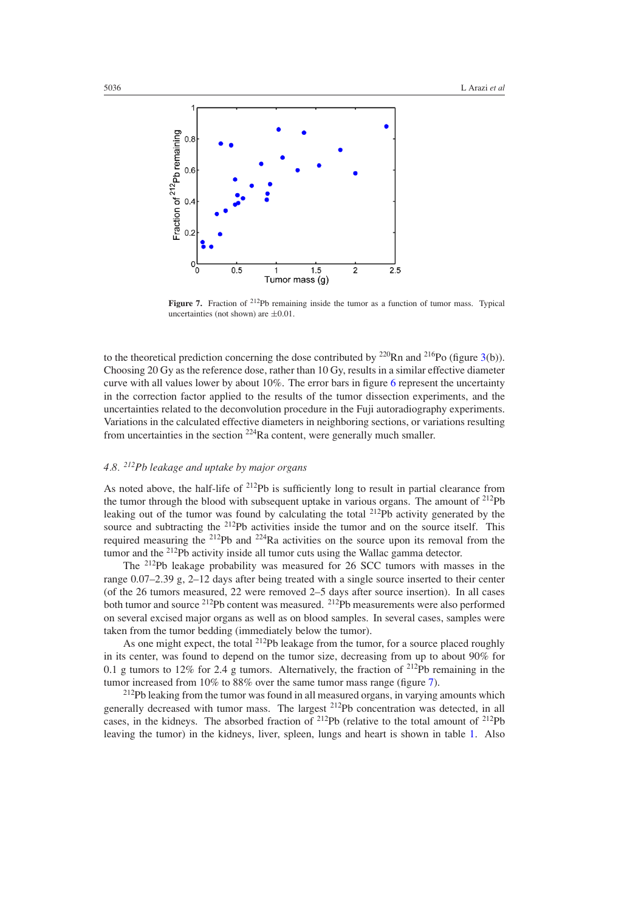**Figure 7.** Fraction of $^{212}$Pb remaining inside the tumor as a function of tumor mass. Typical uncertainties (not shown) are ±0.01.

to the theoretical prediction concerning the dose contributed by $^{220}$Rn and $^{216}$Po (figure 3(b)). Choosing 20 Gy as the reference dose, rather than 10 Gy, results in a similar effective diameter curve with all values lower by about 10%. The error bars in figure 6 represent the uncertainty in the correction factor applied to the results of the tumor dissection experiments, and the uncertainties related to the deconvolution procedure in the Fuji autoradiography experiments. Variations in the calculated effective diameters in neighboring sections, or variations resulting from uncertainties in the section $^{224}$Ra content, were generally much smaller.

### *4.8. $^{212}$Pb leakage and uptake by major organs*

As noted above, the half-life of $^{212}$Pb is sufficiently long to result in partial clearance from the tumor through the blood with subsequent uptake in various organs. The amount of $^{212}$Pb leaking out of the tumor was found by calculating the total $^{212}$Pb activity generated by the source and subtracting the $^{212}$Pb activities inside the tumor and on the source itself. This required measuring the $^{212}$Pb and $^{224}$Ra activities on the source upon its removal from the tumor and the $^{212}$Pb activity inside all tumor cuts using the Wallac gamma detector.

The $^{212}$Pb leakage probability was measured for 26 SCC tumors with masses in the range 0.07–2.39 g, 2–12 days after being treated with a single source inserted to their center (of the 26 tumors measured, 22 were removed 2–5 days after source insertion). In all cases both tumor and source $^{212}$Pb content was measured. $^{212}$Pb measurements were also performed on several excised major organs as well as on blood samples. In several cases, samples were taken from the tumor bedding (immediately below the tumor).

As one might expect, the total $^{212}$Pb leakage from the tumor, for a source placed roughly in its center, was found to depend on the tumor size, decreasing from up to about 90% for 0.1 g tumors to 12% for 2.4 g tumors. Alternatively, the fraction of $^{212}$Pb remaining in the tumor increased from 10% to 88% over the same tumor mass range (figure 7).

$^{212}$Pb leaking from the tumor was found in all measured organs, in varying amounts which generally decreased with tumor mass. The largest $^{212}$Pb concentration was detected, in all cases, in the kidneys. The absorbed fraction of $^{212}$Pb (relative to the total amount of $^{212}$Pb leaving the tumor) in the kidneys, liver, spleen, lungs and heart is shown in table 1. Also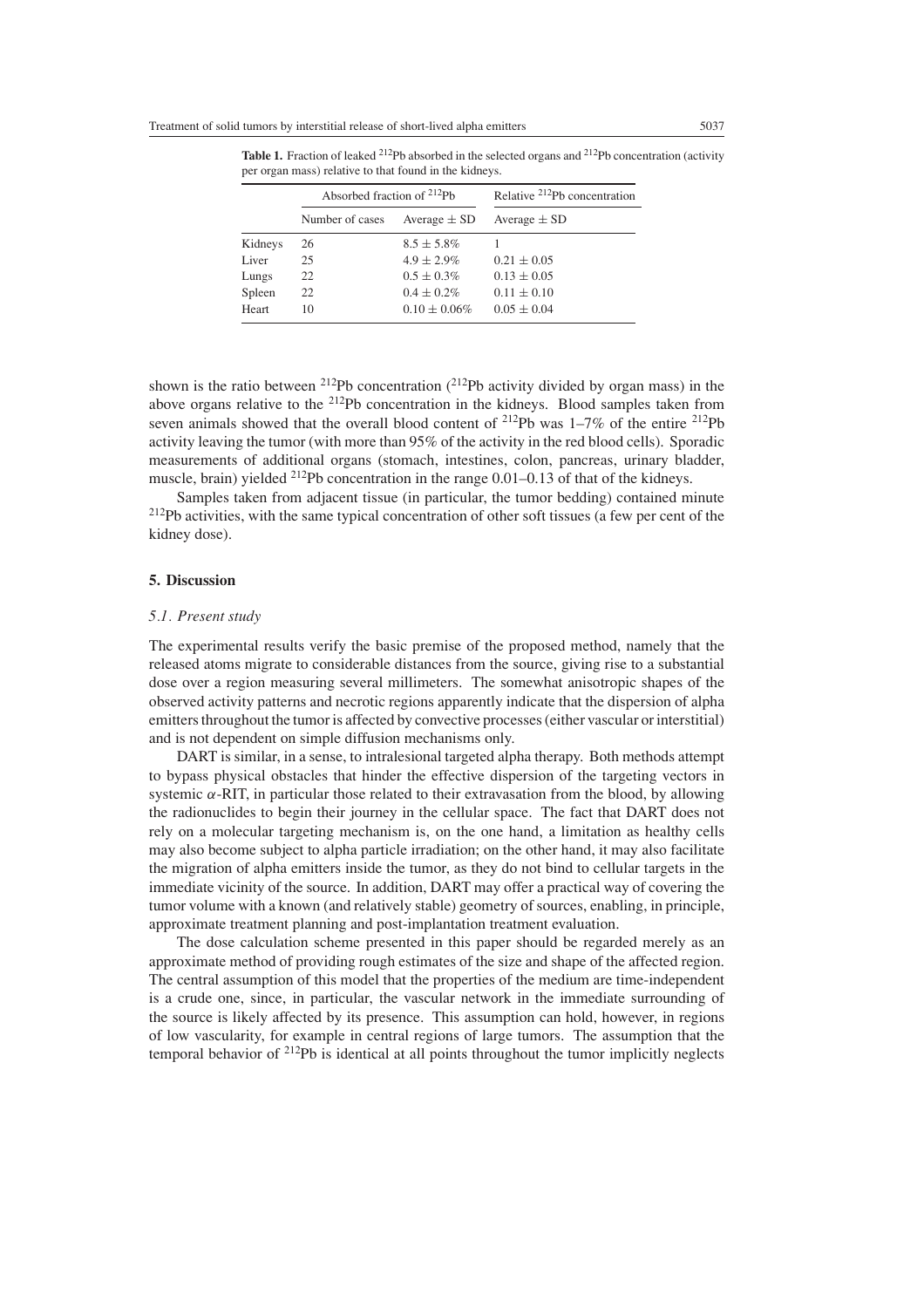**Table 1.** Fraction of leaked $^{212}$Pb absorbed in the selected organs and $^{212}$Pb concentration (activity per organ mass) relative to that found in the kidneys.

| | Absorbed fraction of $^{212}$Pb | | Relative $^{212}$Pb concentration |
|---|---|---|---|
| | Number of cases | Average ± SD | Average ± SD |
| Kidneys | 26 | 8.5 ± 5.8% | 1 |
| Liver | 25 | 4.9 ± 2.9% | 0.21 ± 0.05 |
| Lungs | 22 | 0.5 ± 0.3% | 0.13 ± 0.05 |
| Spleen | 22 | 0.4 ± 0.2% | 0.11 ± 0.10 |
| Heart | 10 | 0.10 ± 0.06% | 0.05 ± 0.04 |

shown is the ratio between $^{212}$Pb concentration ($^{212}$Pb activity divided by organ mass) in the above organs relative to the $^{212}$Pb concentration in the kidneys. Blood samples taken from seven animals showed that the overall blood content of $^{212}$Pb was 1–7% of the entire $^{212}$Pb activity leaving the tumor (with more than 95% of the activity in the red blood cells). Sporadic measurements of additional organs (stomach, intestines, colon, pancreas, urinary bladder, muscle, brain) yielded $^{212}$Pb concentration in the range 0.01–0.13 of that of the kidneys.

Samples taken from adjacent tissue (in particular, the tumor bedding) contained minute $^{212}$Pb activities, with the same typical concentration of other soft tissues (a few per cent of the kidney dose).

## 5. Discussion

### *5.1. Present study*

The experimental results verify the basic premise of the proposed method, namely that the released atoms migrate to considerable distances from the source, giving rise to a substantial dose over a region measuring several millimeters. The somewhat anisotropic shapes of the observed activity patterns and necrotic regions apparently indicate that the dispersion of alpha emitters throughout the tumor is affected by convective processes (either vascular or interstitial) and is not dependent on simple diffusion mechanisms only.

DART is similar, in a sense, to intralesional targeted alpha therapy. Both methods attempt to bypass physical obstacles that hinder the effective dispersion of the targeting vectors in systemic $\alpha$-RIT, in particular those related to their extravasation from the blood, by allowing the radionuclides to begin their journey in the cellular space. The fact that DART does not rely on a molecular targeting mechanism is, on the one hand, a limitation as healthy cells may also become subject to alpha particle irradiation; on the other hand, it may also facilitate the migration of alpha emitters inside the tumor, as they do not bind to cellular targets in the immediate vicinity of the source. In addition, DART may offer a practical way of covering the tumor volume with a known (and relatively stable) geometry of sources, enabling, in principle, approximate treatment planning and post-implantation treatment evaluation.

The dose calculation scheme presented in this paper should be regarded merely as an approximate method of providing rough estimates of the size and shape of the affected region. The central assumption of this model that the properties of the medium are time-independent is a crude one, since, in particular, the vascular network in the immediate surrounding of the source is likely affected by its presence. This assumption can hold, however, in regions of low vascularity, for example in central regions of large tumors. The assumption that the temporal behavior of $^{212}$Pb is identical at all points throughout the tumor implicitly neglects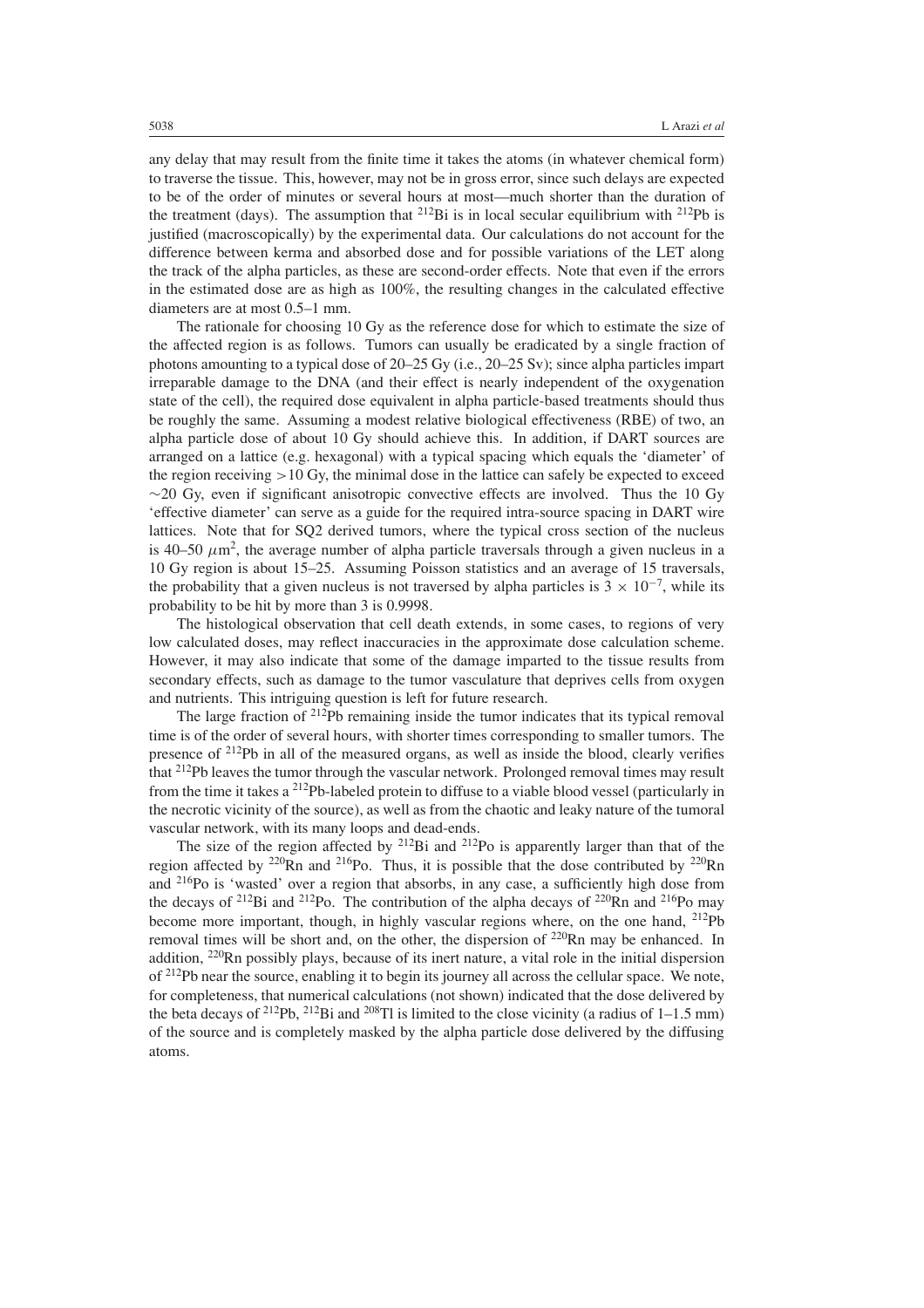any delay that may result from the finite time it takes the atoms (in whatever chemical form) to traverse the tissue. This, however, may not be in gross error, since such delays are expected to be of the order of minutes or several hours at most—much shorter than the duration of the treatment (days). The assumption that $^{212}$Bi is in local secular equilibrium with $^{212}$Pb is justified (macroscopically) by the experimental data. Our calculations do not account for the difference between kerma and absorbed dose and for possible variations of the LET along the track of the alpha particles, as these are second-order effects. Note that even if the errors in the estimated dose are as high as 100%, the resulting changes in the calculated effective diameters are at most 0.5–1 mm.

The rationale for choosing 10 Gy as the reference dose for which to estimate the size of the affected region is as follows. Tumors can usually be eradicated by a single fraction of photons amounting to a typical dose of 20–25 Gy (i.e., 20–25 Sv); since alpha particles impart irreparable damage to the DNA (and their effect is nearly independent of the oxygenation state of the cell), the required dose equivalent in alpha particle-based treatments should thus be roughly the same. Assuming a modest relative biological effectiveness (RBE) of two, an alpha particle dose of about 10 Gy should achieve this. In addition, if DART sources are arranged on a lattice (e.g. hexagonal) with a typical spacing which equals the 'diameter' of the region receiving $>$10 Gy, the minimal dose in the lattice can safely be expected to exceed $\sim$20 Gy, even if significant anisotropic convective effects are involved. Thus the 10 Gy 'effective diameter' can serve as a guide for the required intra-source spacing in DART wire lattices. Note that for SQ2 derived tumors, where the typical cross section of the nucleus is 40–50 $\mu$m$^2$, the average number of alpha particle traversals through a given nucleus in a 10 Gy region is about 15–25. Assuming Poisson statistics and an average of 15 traversals, the probability that a given nucleus is not traversed by alpha particles is $3 \times 10^{-7}$, while its probability to be hit by more than 3 is 0.9998.

The histological observation that cell death extends, in some cases, to regions of very low calculated doses, may reflect inaccuracies in the approximate dose calculation scheme. However, it may also indicate that some of the damage imparted to the tissue results from secondary effects, such as damage to the tumor vasculature that deprives cells from oxygen and nutrients. This intriguing question is left for future research.

The large fraction of $^{212}$Pb remaining inside the tumor indicates that its typical removal time is of the order of several hours, with shorter times corresponding to smaller tumors. The presence of $^{212}$Pb in all of the measured organs, as well as inside the blood, clearly verifies that $^{212}$Pb leaves the tumor through the vascular network. Prolonged removal times may result from the time it takes a $^{212}$Pb-labeled protein to diffuse to a viable blood vessel (particularly in the necrotic vicinity of the source), as well as from the chaotic and leaky nature of the tumoral vascular network, with its many loops and dead-ends.

The size of the region affected by $^{212}$Bi and $^{212}$Po is apparently larger than that of the region affected by $^{220}$Rn and $^{216}$Po. Thus, it is possible that the dose contributed by $^{220}$Rn and $^{216}$Po is 'wasted' over a region that absorbs, in any case, a sufficiently high dose from the decays of $^{212}$Bi and $^{212}$Po. The contribution of the alpha decays of $^{220}$Rn and $^{216}$Po may become more important, though, in highly vascular regions where, on the one hand, $^{212}$Pb removal times will be short and, on the other, the dispersion of $^{220}$Rn may be enhanced. In addition, $^{220}$Rn possibly plays, because of its inert nature, a vital role in the initial dispersion of $^{212}$Pb near the source, enabling it to begin its journey all across the cellular space. We note, for completeness, that numerical calculations (not shown) indicated that the dose delivered by the beta decays of $^{212}$Pb, $^{212}$Bi and $^{208}$Tl is limited to the close vicinity (a radius of 1–1.5 mm) of the source and is completely masked by the alpha particle dose delivered by the diffusing atoms.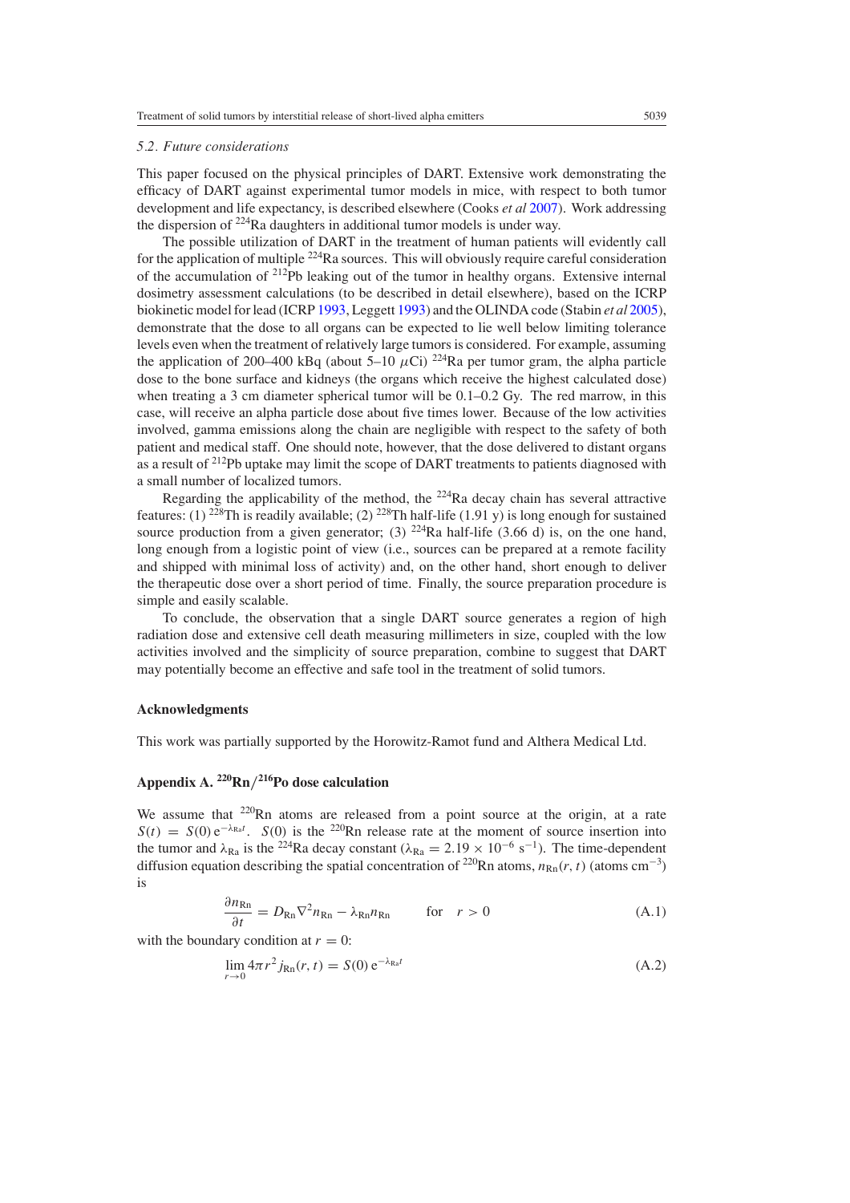### *5.2. Future considerations*

This paper focused on the physical principles of DART. Extensive work demonstrating the efficacy of DART against experimental tumor models in mice, with respect to both tumor development and life expectancy, is described elsewhere (Cooks *et al* 2007). Work addressing the dispersion of $^{224}$Ra daughters in additional tumor models is under way.

The possible utilization of DART in the treatment of human patients will evidently call for the application of multiple $^{224}$Ra sources. This will obviously require careful consideration of the accumulation of $^{212}$Pb leaking out of the tumor in healthy organs. Extensive internal dosimetry assessment calculations (to be described in detail elsewhere), based on the ICRP biokinetic model for lead (ICRP 1993, Leggett 1993) and the OLINDA code (Stabin *et al* 2005), demonstrate that the dose to all organs can be expected to lie well below limiting tolerance levels even when the treatment of relatively large tumors is considered. For example, assuming the application of 200–400 kBq (about 5–10 $\mu$Ci) $^{224}$Ra per tumor gram, the alpha particle dose to the bone surface and kidneys (the organs which receive the highest calculated dose) when treating a 3 cm diameter spherical tumor will be 0.1–0.2 Gy. The red marrow, in this case, will receive an alpha particle dose about five times lower. Because of the low activities involved, gamma emissions along the chain are negligible with respect to the safety of both patient and medical staff. One should note, however, that the dose delivered to distant organs as a result of $^{212}$Pb uptake may limit the scope of DART treatments to patients diagnosed with a small number of localized tumors.

Regarding the applicability of the method, the $^{224}$Ra decay chain has several attractive features: (1) $^{228}$Th is readily available; (2) $^{228}$Th half-life (1.91 y) is long enough for sustained source production from a given generator; (3) $^{224}$Ra half-life (3.66 d) is, on the one hand, long enough from a logistic point of view (i.e., sources can be prepared at a remote facility and shipped with minimal loss of activity) and, on the other hand, short enough to deliver the therapeutic dose over a short period of time. Finally, the source preparation procedure is simple and easily scalable.

To conclude, the observation that a single DART source generates a region of high radiation dose and extensive cell death measuring millimeters in size, coupled with the low activities involved and the simplicity of source preparation, combine to suggest that DART may potentially become an effective and safe tool in the treatment of solid tumors.

## Acknowledgments

This work was partially supported by the Horowitz-Ramot fund and Althera Medical Ltd.

## Appendix A. $^{220}$Rn/$^{216}$Po dose calculation

We assume that $^{220}$Rn atoms are released from a point source at the origin, at a rate $S(t) = S(0)\,e^{-\lambda_{Ra}t}$. $S(0)$ is the $^{220}$Rn release rate at the moment of source insertion into the tumor and $\lambda_{Ra}$ is the $^{224}$Ra decay constant ($\lambda_{Ra} = 2.19 \times 10^{-6}$ s$^{-1}$). The time-dependent diffusion equation describing the spatial concentration of $^{220}$Rn atoms, $n_{Rn}(r, t)$ (atoms cm$^{-3}$) is

$$\frac{\partial n_{Rn}}{\partial t} = D_{Rn}\nabla^2 n_{Rn} - \lambda_{Rn} n_{Rn} \qquad \text{for} \quad r > 0 \tag{A.1}$$

with the boundary condition at $r = 0$:

$$\lim_{r\to 0} 4\pi r^2 j_{Rn}(r, t) = S(0)\,e^{-\lambda_{Ra}t} \tag{A.2}$$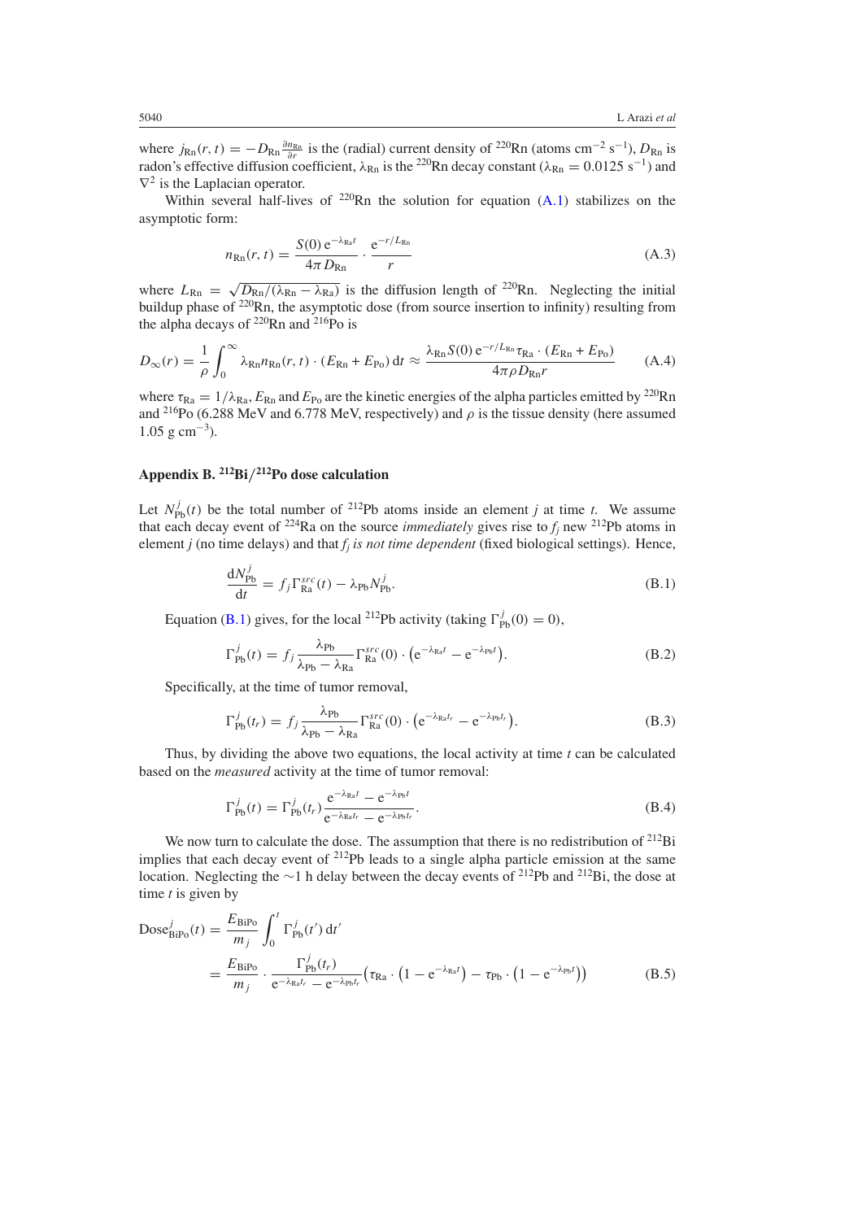where $j_{\mathrm{Rn}}(r,t) = -D_{\mathrm{Rn}} \frac{\partial n_{\mathrm{Rn}}}{\partial r}$ is the (radial) current density of $^{220}$Rn (atoms cm$^{-2}$ s$^{-1}$), $D_{\mathrm{Rn}}$ is radon's effective diffusion coefficient, $\lambda_{\mathrm{Rn}}$ is the $^{220}$Rn decay constant ($\lambda_{\mathrm{Rn}} = 0.0125$ s$^{-1}$) and $\nabla^2$ is the Laplacian operator.

Within several half-lives of $^{220}$Rn the solution for equation (A.1) stabilizes on the asymptotic form:

$$n_{\mathrm{Rn}}(r,t) = \frac{S(0)\,\mathrm{e}^{-\lambda_{\mathrm{Ra}} t}}{4\pi D_{\mathrm{Rn}}} \cdot \frac{\mathrm{e}^{-r/L_{\mathrm{Rn}}}}{r} \tag{A.3}$$

where $L_{\mathrm{Rn}} = \sqrt{D_{\mathrm{Rn}}/(\lambda_{\mathrm{Rn}} - \lambda_{\mathrm{Ra}})}$ is the diffusion length of $^{220}$Rn. Neglecting the initial buildup phase of $^{220}$Rn, the asymptotic dose (from source insertion to infinity) resulting from the alpha decays of $^{220}$Rn and $^{216}$Po is

$$D_\infty(r) = \frac{1}{\rho}\int_0^\infty \lambda_{\mathrm{Rn}} n_{\mathrm{Rn}}(r,t) \cdot (E_{\mathrm{Rn}} + E_{\mathrm{Po}})\,\mathrm{d}t \approx \frac{\lambda_{\mathrm{Rn}} S(0)\,\mathrm{e}^{-r/L_{\mathrm{Rn}}} \tau_{\mathrm{Ra}} \cdot (E_{\mathrm{Rn}} + E_{\mathrm{Po}})}{4\pi\rho D_{\mathrm{Rn}} r} \tag{A.4}$$

where $\tau_{\mathrm{Ra}} = 1/\lambda_{\mathrm{Ra}}$, $E_{\mathrm{Rn}}$ and $E_{\mathrm{Po}}$ are the kinetic energies of the alpha particles emitted by $^{220}$Rn and $^{216}$Po (6.288 MeV and 6.778 MeV, respectively) and $\rho$ is the tissue density (here assumed 1.05 g cm$^{-3}$).

## Appendix B. $^{212}$Bi/$^{212}$Po dose calculation

Let $N^j_{\mathrm{Pb}}(t)$ be the total number of $^{212}$Pb atoms inside an element $j$ at time $t$. We assume that each decay event of $^{224}$Ra on the source *immediately* gives rise to $f_j$ new $^{212}$Pb atoms in element $j$ (no time delays) and that *$f_j$ is not time dependent* (fixed biological settings). Hence,

$$\frac{\mathrm{d}N^j_{\mathrm{Pb}}}{\mathrm{d}t} = f_j \Gamma^{src}_{\mathrm{Ra}}(t) - \lambda_{\mathrm{Pb}} N^j_{\mathrm{Pb}}. \tag{B.1}$$

Equation (B.1) gives, for the local $^{212}$Pb activity (taking $\Gamma^j_{\mathrm{Pb}}(0) = 0$),

$$\Gamma^j_{\mathrm{Pb}}(t) = f_j \frac{\lambda_{\mathrm{Pb}}}{\lambda_{\mathrm{Pb}} - \lambda_{\mathrm{Ra}}} \Gamma^{src}_{\mathrm{Ra}}(0) \cdot \left(\mathrm{e}^{-\lambda_{\mathrm{Ra}} t} - \mathrm{e}^{-\lambda_{\mathrm{Pb}} t}\right). \tag{B.2}$$

Specifically, at the time of tumor removal,

$$\Gamma^j_{\mathrm{Pb}}(t_r) = f_j \frac{\lambda_{\mathrm{Pb}}}{\lambda_{\mathrm{Pb}} - \lambda_{\mathrm{Ra}}} \Gamma^{src}_{\mathrm{Ra}}(0) \cdot \left(\mathrm{e}^{-\lambda_{\mathrm{Ra}} t_r} - \mathrm{e}^{-\lambda_{\mathrm{Pb}} t_r}\right). \tag{B.3}$$

Thus, by dividing the above two equations, the local activity at time $t$ can be calculated based on the *measured* activity at the time of tumor removal:

$$\Gamma^j_{\mathrm{Pb}}(t) = \Gamma^j_{\mathrm{Pb}}(t_r) \frac{\mathrm{e}^{-\lambda_{\mathrm{Ra}} t} - \mathrm{e}^{-\lambda_{\mathrm{Pb}} t}}{\mathrm{e}^{-\lambda_{\mathrm{Ra}} t_r} - \mathrm{e}^{-\lambda_{\mathrm{Pb}} t_r}}. \tag{B.4}$$

We now turn to calculate the dose. The assumption that there is no redistribution of $^{212}$Bi implies that each decay event of $^{212}$Pb leads to a single alpha particle emission at the same location. Neglecting the ~1 h delay between the decay events of $^{212}$Pb and $^{212}$Bi, the dose at time $t$ is given by

$$\begin{aligned}
\mathrm{Dose}^j_{\mathrm{BiPo}}(t) &= \frac{E_{\mathrm{BiPo}}}{m_j}\int_0^t \Gamma^j_{\mathrm{Pb}}(t')\,\mathrm{d}t' \\
&= \frac{E_{\mathrm{BiPo}}}{m_j} \cdot \frac{\Gamma^j_{\mathrm{Pb}}(t_r)}{\mathrm{e}^{-\lambda_{\mathrm{Ra}} t_r} - \mathrm{e}^{-\lambda_{\mathrm{Pb}} t_r}} \left(\tau_{\mathrm{Ra}} \cdot \left(1 - \mathrm{e}^{-\lambda_{\mathrm{Ra}} t}\right) - \tau_{\mathrm{Pb}} \cdot \left(1 - \mathrm{e}^{-\lambda_{\mathrm{Pb}} t}\right)\right)
\end{aligned} \tag{B.5}$$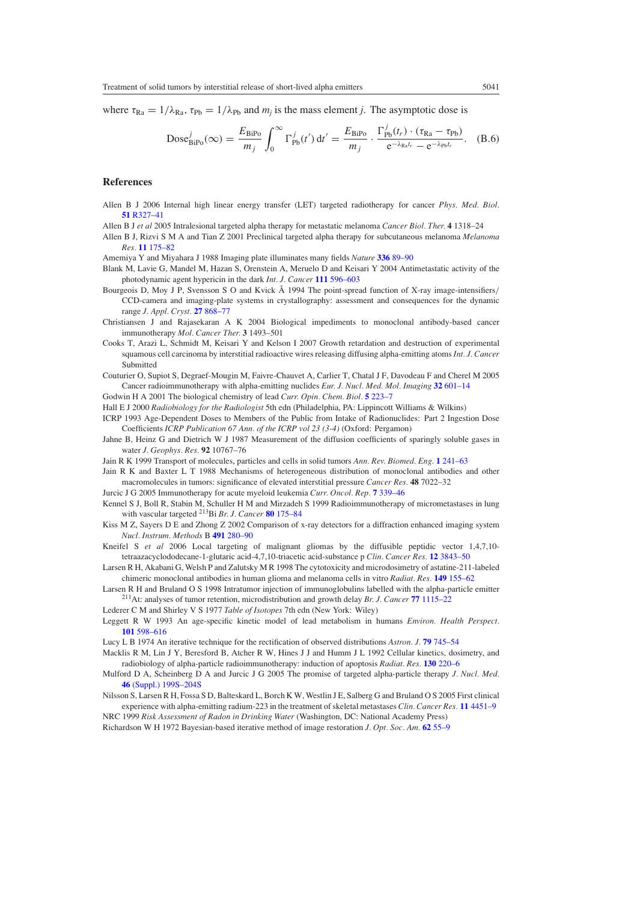where $\tau_{Ra} = 1/\lambda_{Ra}$, $\tau_{Pb} = 1/\lambda_{Pb}$ and $m_j$ is the mass element $j$. The asymptotic dose is

$$\text{Dose}^{j}_{\text{BiPo}}(\infty) = \frac{E_{\text{BiPo}}}{m_j}\int_0^\infty \Gamma^j_{\text{Pb}}(t')\,\mathrm{d}t' = \frac{E_{\text{BiPo}}}{m_j}\cdot\frac{\Gamma^j_{\text{Pb}}(t_r)\cdot(\tau_{\text{Ra}}-\tau_{\text{Pb}})}{\mathrm{e}^{-\lambda_{\text{Ra}}t_r}-\mathrm{e}^{-\lambda_{\text{Pb}}t_r}}. \tag{B.6}$$

## References

Allen B J 2006 Internal high linear energy transfer (LET) targeted radiotherapy for cancer *Phys. Med. Biol.* **51** R327–41

Allen B J *et al* 2005 Intralesional targeted alpha therapy for metastatic melanoma *Cancer Biol. Ther.* **4** 1318–24

Allen B J, Rizvi S M A and Tian Z 2001 Preclinical targeted alpha therapy for subcutaneous melanoma *Melanoma Res.* **11** 175–82

Amemiya Y and Miyahara J 1988 Imaging plate illuminates many fields *Nature* **336** 89–90

Blank M, Lavie G, Mandel M, Hazan S, Orenstein A, Meruelo D and Keisari Y 2004 Antimetastatic activity of the photodynamic agent hypericin in the dark *Int. J. Cancer* **111** 596–603

Bourgeois D, Moy J P, Svensson S O and Kvick Å 1994 The point-spread function of X-ray image-intensifiers/CCD-camera and imaging-plate systems in crystallography: assessment and consequences for the dynamic range *J. Appl. Cryst.* **27** 868–77

Christiansen J and Rajasekaran A K 2004 Biological impediments to monoclonal antibody-based cancer immunotherapy *Mol. Cancer Ther.* **3** 1493–501

Cooks T, Arazi L, Schmidt M, Keisari Y and Kelson I 2007 Growth retardation and destruction of experimental squamous cell carcinoma by interstitial radioactive wires releasing diffusing alpha-emitting atoms *Int. J. Cancer* Submitted

Couturier O, Supiot S, Degraef-Mougin M, Faivre-Chauvet A, Carlier T, Chatal J F, Davodeau F and Cherel M 2005 Cancer radioimmunotherapy with alpha-emitting nuclides *Eur. J. Nucl. Med. Mol. Imaging* **32** 601–14

Godwin H A 2001 The biological chemistry of lead *Curr. Opin. Chem. Biol.* **5** 223–7

Hall E J 2000 *Radiobiology for the Radiologist* 5th edn (Philadelphia, PA: Lippincott Williams & Wilkins)

ICRP 1993 Age-Dependent Doses to Members of the Public from Intake of Radionuclides: Part 2 Ingestion Dose Coefficients *ICRP Publication 67 Ann. of the ICRP vol 23 (3-4)* (Oxford: Pergamon)

Jahne B, Heinz G and Dietrich W J 1987 Measurement of the diffusion coefficients of sparingly soluble gases in water *J. Geophys. Res.* **92** 10767–76

Jain R K 1999 Transport of molecules, particles and cells in solid tumors *Ann. Rev. Biomed. Eng.* **1** 241–63

Jain R K and Baxter L T 1988 Mechanisms of heterogeneous distribution of monoclonal antibodies and other macromolecules in tumors: significance of elevated interstitial pressure *Cancer Res.* **48** 7022–32

Jurcic J G 2005 Immunotherapy for acute myeloid leukemia *Curr. Oncol. Rep.* **7** 339–46

Kennel S J, Boll R, Stabin M, Schuller H M and Mirzadeh S 1999 Radioimmunotherapy of micrometastases in lung with vascular targeted $^{213}$Bi *Br. J. Cancer* **80** 175–84

Kiss M Z, Sayers D E and Zhong Z 2002 Comparison of x-ray detectors for a diffraction enhanced imaging system *Nucl. Instrum. Methods* B **491** 280–90

Kneifel S *et al* 2006 Local targeting of malignant gliomas by the diffusible peptidic vector 1,4,7,10-tetraazacyclododecane-1-glutaric acid-4,7,10-triacetic acid-substance p *Clin. Cancer Res.* **12** 3843–50

Larsen R H, Akabani G, Welsh P and Zalutsky M R 1998 The cytotoxicity and microdosimetry of astatine-211-labeled chimeric monoclonal antibodies in human glioma and melanoma cells in vitro *Radiat. Res.* **149** 155–62

Larsen R H and Bruland O S 1998 Intratumor injection of immunoglobulins labelled with the alpha-particle emitter $^{211}$At: analyses of tumor retention, microdistribution and growth delay *Br. J. Cancer* **77** 1115–22

Lederer C M and Shirley V S 1977 *Table of Isotopes* 7th edn (New York: Wiley)

Leggett R W 1993 An age-specific kinetic model of lead metabolism in humans *Environ. Health Perspect.* **101** 598–616

Lucy L B 1974 An iterative technique for the rectification of observed distributions *Astron. J.* **79** 745–54

Macklis R M, Lin J Y, Beresford B, Atcher R W, Hines J J and Humm J L 1992 Cellular kinetics, dosimetry, and radiobiology of alpha-particle radioimmunotherapy: induction of apoptosis *Radiat. Res.* **130** 220–6

Mulford D A, Scheinberg D A and Jurcic J G 2005 The promise of targeted alpha-particle therapy *J. Nucl. Med.* **46** (Suppl.) 199S–204S

Nilsson S, Larsen R H, Fossa S D, Balteskard L, Borch K W, Westlin J E, Salberg G and Bruland O S 2005 First clinical experience with alpha-emitting radium-223 in the treatment of skeletal metastases *Clin. Cancer Res.* **11** 4451–9

NRC 1999 *Risk Assessment of Radon in Drinking Water* (Washington, DC: National Academy Press)

Richardson W H 1972 Bayesian-based iterative method of image restoration *J. Opt. Soc. Am.* **62** 55–9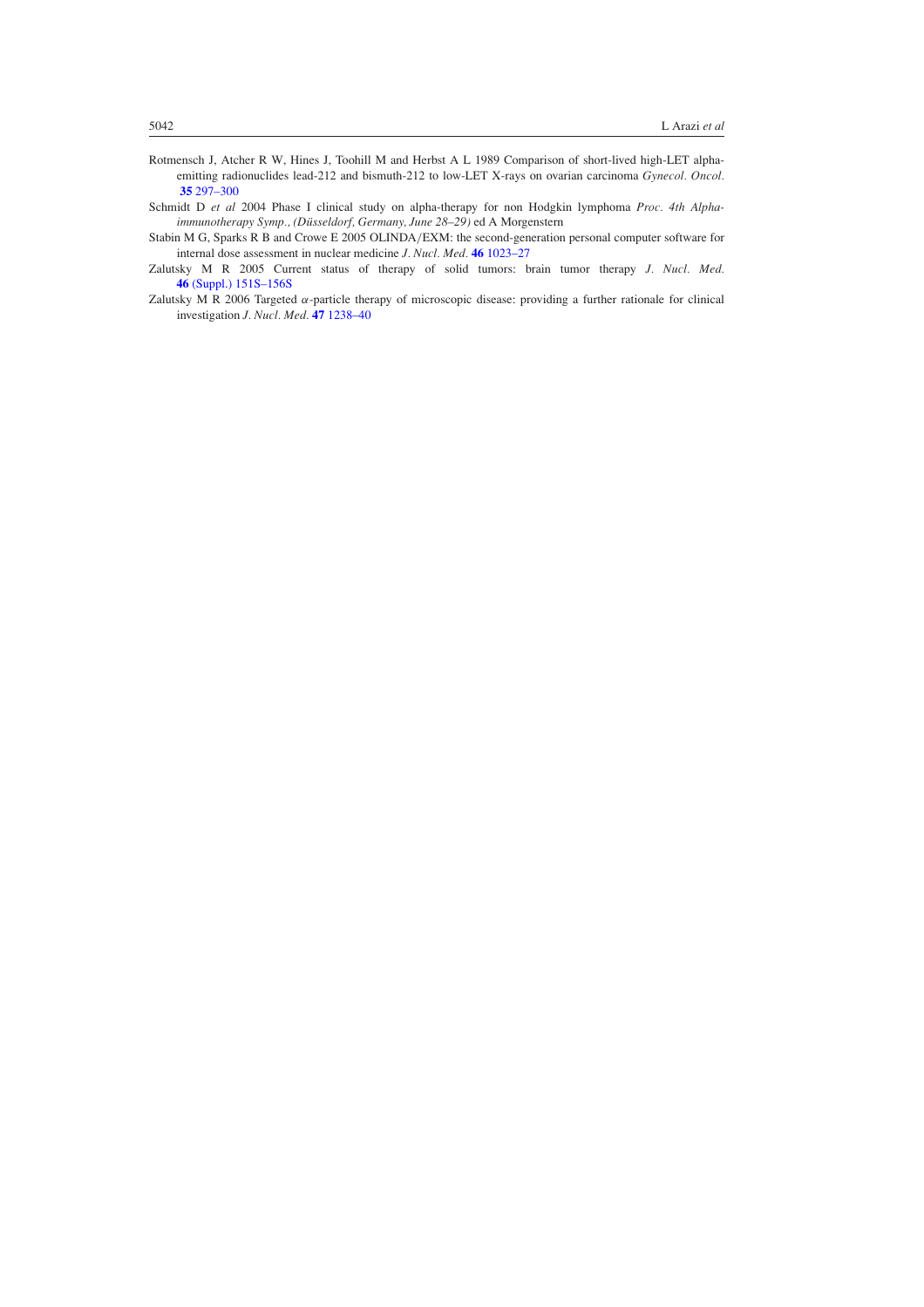Rotmensch J, Atcher R W, Hines J, Toohill M and Herbst A L 1989 Comparison of short-lived high-LET alpha-emitting radionuclides lead-212 and bismuth-212 to low-LET X-rays on ovarian carcinoma *Gynecol. Oncol.* **35** 297–300

Schmidt D *et al* 2004 Phase I clinical study on alpha-therapy for non Hodgkin lymphoma *Proc. 4th Alpha-immunotherapy Symp., (Düsseldorf, Germany, June 28–29)* ed A Morgenstern

Stabin M G, Sparks R B and Crowe E 2005 OLINDA/EXM: the second-generation personal computer software for internal dose assessment in nuclear medicine *J. Nucl. Med.* **46** 1023–27

Zalutsky M R 2005 Current status of therapy of solid tumors: brain tumor therapy *J. Nucl. Med.* **46** (Suppl.) 151S–156S

Zalutsky M R 2006 Targeted $\alpha$-particle therapy of microscopic disease: providing a further rationale for clinical investigation *J. Nucl. Med.* **47** 1238–40